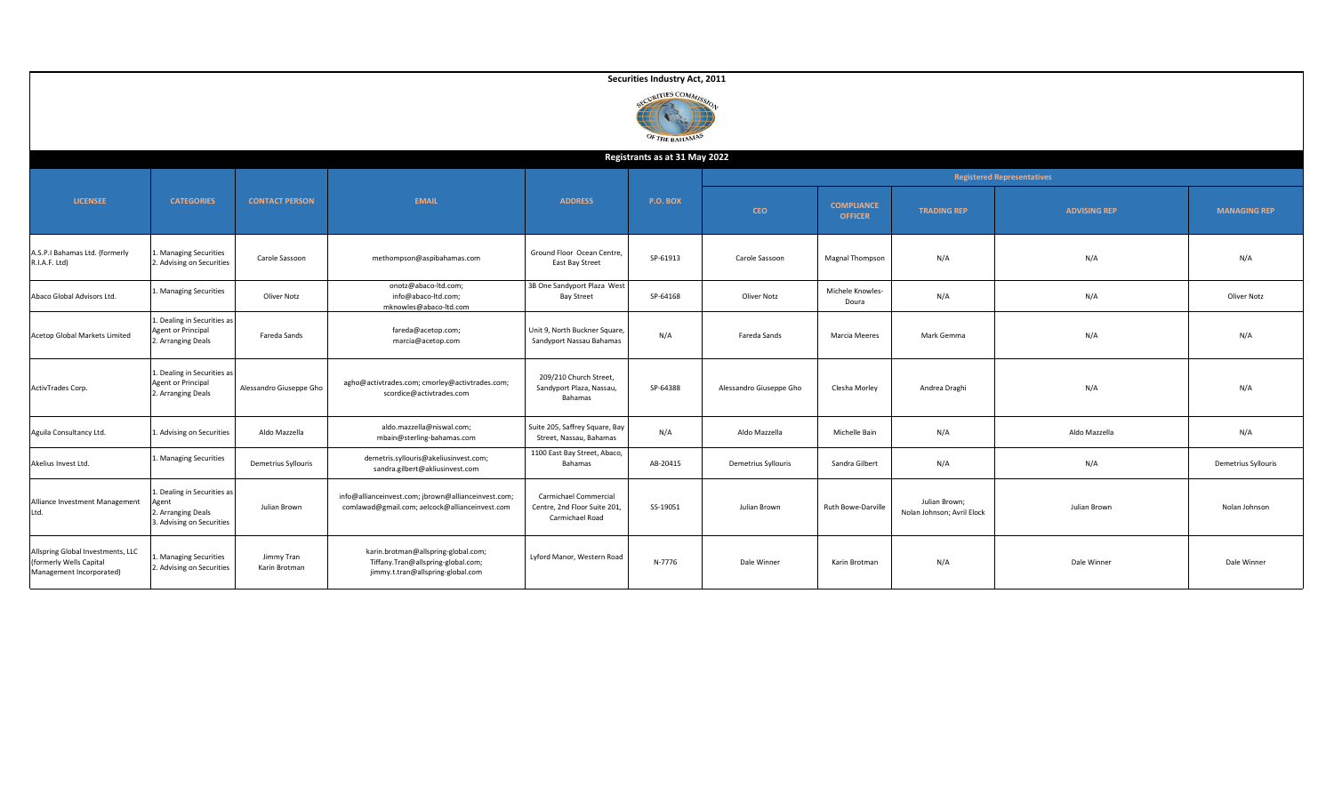# Securities Industry Act, 2011

## Registrants as at 31 May 2022

| LICENSEE | CATEGORIES | CONTACT PERSON | EMAIL | ADDRESS | P.O. BOX | Registered Representatives | | | | |
|---|---|---|---|---|---|---|---|---|---|---|
| | | | | | | CEO | COMPLIANCE OFFICER | TRADING REP | ADVISING REP | MANAGING REP |
| A.S.P.I Bahamas Ltd. (formerly R.I.A.F. Ltd) | 1. Managing Securities 2. Advising on Securities | Carole Sassoon | methompson@aspibahamas.com | Ground Floor Ocean Centre, East Bay Street | SP-61913 | Carole Sassoon | Magnal Thompson | N/A | N/A | N/A |
| Abaco Global Advisors Ltd. | 1. Managing Securities | Oliver Notz | onotz@abaco-ltd.com; info@abaco-ltd.com; mknowles@abaco-ltd.com | 3B One Sandyport Plaza West Bay Street | SP-64168 | Oliver Notz | Michele Knowles-Doura | N/A | N/A | Oliver Notz |
| Acetop Global Markets Limited | 1. Dealing in Securities as Agent or Principal 2. Arranging Deals | Fareda Sands | fareda@acetop.com; marcia@acetop.com | Unit 9, North Buckner Square, Sandyport Nassau Bahamas | N/A | Fareda Sands | Marcia Meeres | Mark Gemma | N/A | N/A |
| ActivTrades Corp. | 1. Dealing in Securities as Agent or Principal 2. Arranging Deals | Alessandro Giuseppe Gho | agho@activtrades.com; cmorley@activtrades.com; scordice@activtrades.com | 209/210 Church Street, Sandyport Plaza, Nassau, Bahamas | SP-64388 | Alessandro Giuseppe Gho | Clesha Morley | Andrea Draghi | N/A | N/A |
| Aguila Consultancy Ltd. | 1. Advising on Securities | Aldo Mazzella | aldo.mazzella@niswal.com; mbain@sterling-bahamas.com | Suite 205, Saffrey Square, Bay Street, Nassau, Bahamas | N/A | Aldo Mazzella | Michelle Bain | N/A | Aldo Mazzella | N/A |
| Akelius Invest Ltd. | 1. Managing Securities | Demetrius Syllouris | demetris.syllouris@akeliusinvest.com; sandra.gilbert@akliusinvest.com | 1100 East Bay Street, Abaco, Bahamas | AB-20415 | Demetrius Syllouris | Sandra Gilbert | N/A | N/A | Demetrius Syllouris |
| Alliance Investment Management Ltd. | 1. Dealing in Securities as Agent 2. Arranging Deals 3. Advising on Securities | Julian Brown | info@allianceinvest.com; jbrown@allianceinvest.com; comlawad@gmail.com; aelcock@allianceinvest.com | Carmichael Commercial Centre, 2nd Floor Suite 201, Carmichael Road | SS-19051 | Julian Brown | Ruth Bowe-Darville | Julian Brown; Nolan Johnson; Avril Elock | Julian Brown | Nolan Johnson |
| Allspring Global Investments, LLC (formerly Wells Capital Management Incorporated) | 1. Managing Securities 2. Advising on Securities | Jimmy Tran Karin Brotman | karin.brotman@allspring-global.com; Tiffany.Tran@allspring-global.com; jimmy.t.tran@allspring-global.com | Lyford Manor, Western Road | N-7776 | Dale Winner | Karin Brotman | N/A | Dale Winner | Dale Winner |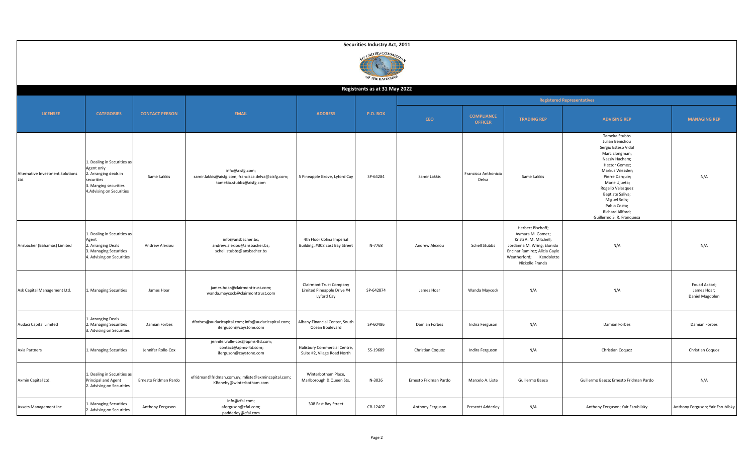# Securities Industry Act, 2011

## Registrants as at 31 May 2022

| LICENSEE | CATEGORIES | CONTACT PERSON | EMAIL | ADDRESS | P.O. BOX | Registered Representatives | | | | |
|---|---|---|---|---|---|---|---|---|---|---|
| | | | | | | CEO | COMPLIANCE OFFICER | TRADING REP | ADVISING REP | MANAGING REP |
| Alternative Investment Solutions Ltd. | 1. Dealing in Securities as Agent only 2. Arranging deals in securities 3. Manging securities 4.Advising on Securities | Samir Lakkis | info@aisfg.com; samir.lakkis@aisfg.com; francisca.delva@aisfg.com; tamekia.stubbs@aisfg.com | 5 Pineapple Grove, Lyford Cay | SP-64284 | Samir Lakkis | Francisca Anthonicia Delva | Samir Lakkis | Tameka Stubbs Julian Benichou Sergio Esteso Vidal Marc Elongman; Nassiv Hacham; Hector Gomez; Markus Wiessler; Pierre Darquie; Marie Ujueta; Rogelio Velasquez Baptiste Saliva; Miguel Solis; Pablo Costa; Richard Allford; Guillermo S. R. Franquesa | N/A |
| Ansbacher (Bahamas) Limited | 1. Dealing in Securities as Agent 2. Arranging Deals 3. Managing Securities 4. Advising on Securities | Andrew Alexiou | info@ansbacher.bs; andrew.alexiou@ansbacher.bs; schell.stubbs@ansbacher.bs | 4th Floor Colina Imperial Building, #308 East Bay Street | N-7768 | Andrew Alexiou | Schell Stubbs | Herbert Bischoff; Aymara M. Gomez; Kristi A. M. Mitchell; Jordanna M. Wring; Elonido Encinar Ramirez; Alicia Gayle Weatherford; Kendolette Nickolle Francis | N/A | N/A |
| Ask Capital Management Ltd. | 1. Managing Securities | James Hoar | james.hoar@clairmonttrust.com; wanda.maycock@clairmonttrust.com | Clairmont Trust Company Limited Pineapple Drive #4 Lyford Cay | SP-642874 | James Hoar | Wanda Maycock | N/A | N/A | Fouad Akkari; James Hoar; Daniel Magdolen |
| Audaci Capital Limited | 1. Arranging Deals 2. Managing Securities 3. Advising on Securities | Damian Forbes | dforbes@audacicapital.com; info@audacicapital.com; iferguson@caystone.com | Albany Financial Center, South Ocean Boulevard | SP-60486 | Damian Forbes | Indira Ferguson | N/A | Damian Forbes | Damian Forbes |
| Axia Partners | 1. Managing Securities | Jennifer Rolle-Cox | jennifer.rolle-cox@apms-ltd.com; contact@apms-ltd.com; iferguson@caystone.com | Halisbury Commercial Centre, Suite #2, Vilage Road North | SS-19689 | Christian Coquoz | Indira Ferguson | N/A | Christian Coquoz | Christian Coquoz |
| Axmin Capital Ltd. | 1. Dealing in Securities as Principal and Agent 2. Advising on Securities | Ernesto Fridman Pardo | efridman@fridman.com.uy; mliste@axmincapital.com; KBeneby@winterbotham.com | Winterbotham Place, Marlborough & Queen Sts. | N-3026 | Ernesto Fridman Pardo | Marcelo A. Liste | Guillermo Baeza | Guillermo Baeza; Ernesto Fridman Pardo | N/A |
| Axxets Management Inc. | 1. Managing Securities 2. Advising on Securities | Anthony Ferguson | info@cfal.com; aferguson@cfal.com; padderley@cfal.com | 308 East Bay Street | CB-12407 | Anthony Ferguson | Prescott Adderley | N/A | Anthony Ferguson; Yair Esrubilsky | Anthony Ferguson; Yair Esrubilsky |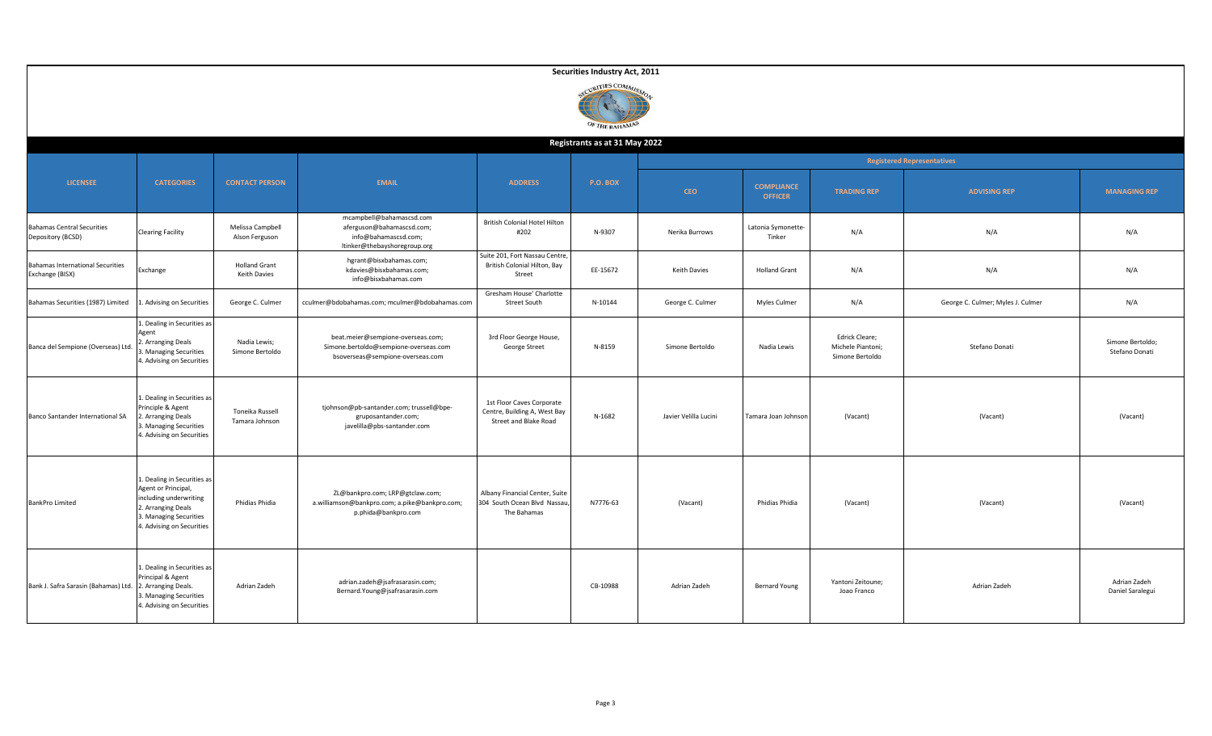# Securities Industry Act, 2011

## Registrants as at 31 May 2022

| LICENSEE | CATEGORIES | CONTACT PERSON | EMAIL | ADDRESS | P.O. BOX | Registered Representatives | | | | |
|---|---|---|---|---|---|---|---|---|---|---|
| | | | | | | CEO | COMPLIANCE OFFICER | TRADING REP | ADVISING REP | MANAGING REP |
| Bahamas Central Securities Depository (BCSD) | Clearing Facility | Melissa Campbell<br>Alson Ferguson | mcampbell@bahamascsd.com<br>aferguson@bahamascsd.com;<br>info@bahamascsd.com;<br>ltinker@thebayshoregroup.org | British Colonial Hotel Hilton #202 | N-9307 | Nerika Burrows | Latonia Symonette-Tinker | N/A | N/A | N/A |
| Bahamas International Securities Exchange (BISX) | Exchange | Holland Grant<br>Keith Davies | hgrant@bisxbahamas.com;<br>kdavies@bisxbahamas.com;<br>info@bisxbahamas.com | Suite 201, Fort Nassau Centre, British Colonial Hilton, Bay Street | EE-15672 | Keith Davies | Holland Grant | N/A | N/A | N/A |
| Bahamas Securities (1987) Limited | 1. Advising on Securities | George C. Culmer | cculmer@bdobahamas.com; mculmer@bdobahamas.com | Gresham House' Charlotte Street South | N-10144 | George C. Culmer | Myles Culmer | N/A | George C. Culmer; Myles J. Culmer | N/A |
| Banca del Sempione (Overseas) Ltd. | 1. Dealing in Securities as Agent<br>2. Arranging Deals<br>3. Managing Securities<br>4. Advising on Securities | Nadia Lewis;<br>Simone Bertoldo | beat.meier@sempione-overseas.com;<br>Simone.bertoldo@sempione-overseas.com<br>bsoverseas@sempione-overseas.com | 3rd Floor George House, George Street | N-8159 | Simone Bertoldo | Nadia Lewis | Edrick Cleare;<br>Michele Piantoni;<br>Simone Bertoldo | Stefano Donati | Simone Bertoldo;<br>Stefano Donati |
| Banco Santander International SA | 1. Dealing in Securities as Principle & Agent<br>2. Arranging Deals<br>3. Managing Securities<br>4. Advising on Securities | Toneika Russell<br>Tamara Johnson | tjohnson@pb-santander.com; trussell@bpe-gruposantander.com;<br>javelilla@pbs-santander.com | 1st Floor Caves Corporate Centre, Building A, West Bay Street and Blake Road | N-1682 | Javier Velilla Lucini | Tamara Joan Johnson | (Vacant) | (Vacant) | (Vacant) |
| BankPro Limited | 1. Dealing in Securities as Agent or Principal, including underwriting<br>2. Arranging Deals<br>3. Managing Securities<br>4. Advising on Securities | Phidias Phidia | ZL@bankpro.com; LRP@gtclaw.com;<br>a.williamson@bankpro.com; a.pike@bankpro.com;<br>p.phida@bankpro.com | Albany Financial Center, Suite 304 South Ocean Blvd Nassau, The Bahamas | N7776-63 | (Vacant) | Phidias Phidia | (Vacant) | (Vacant) | (Vacant) |
| Bank J. Safra Sarasin (Bahamas) Ltd. | 1. Dealing in Securities as Principal & Agent<br>2. Arranging Deals.<br>3. Managing Securities<br>4. Advising on Securities | Adrian Zadeh | adrian.zadeh@jsafrasarasin.com;<br>Bernard.Young@jsafrasarasin.com | | CB-10988 | Adrian Zadeh | Bernard Young | Yantoni Zeitoune;<br>Joao Franco | Adrian Zadeh | Adrian Zadeh<br>Daniel Saralegui |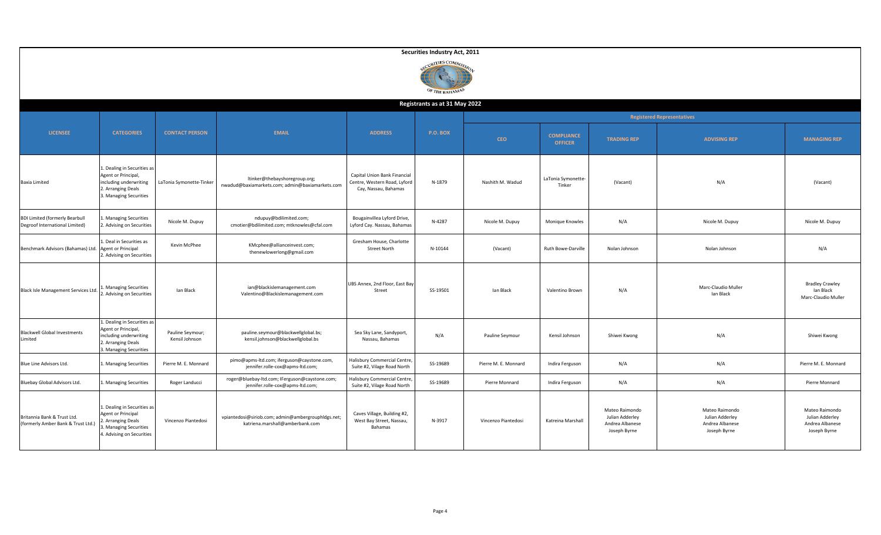# Securities Industry Act, 2011

## Registrants as at 31 May 2022

| LICENSEE | CATEGORIES | CONTACT PERSON | EMAIL | ADDRESS | P.O. BOX | Registered Representatives | | | | |
|---|---|---|---|---|---|---|---|---|---|---|
| | | | | | | CEO | COMPLIANCE OFFICER | TRADING REP | ADVISING REP | MANAGING REP |
| Baxia Limited | 1. Dealing in Securities as Agent or Principal, including underwriting 2. Arranging Deals 3. Managing Securities | LaTonia Symonette-Tinker | ltinker@thebayshoregroup.org; nwadud@baxiamarkets.com; admin@baxiamarkets.com | Capital Union Bank Financial Centre, Western Road, Lyford Cay, Nassau, Bahamas | N-1879 | Nashith M. Wadud | LaTonia Symonette-Tinker | (Vacant) | N/A | (Vacant) |
| BDI Limited (formerly Bearbull Degroof International Limited) | 1. Managing Securities 2. Advising on Securities | Nicole M. Dupuy | ndupuy@bdilimited.com; cmotier@bdilimited.com; mtknowles@cfal.com | Bougainvillea Lyford Drive, Lyford Cay. Nassau, Bahamas | N-4287 | Nicole M. Dupuy | Monique Knowles | N/A | Nicole M. Dupuy | Nicole M. Dupuy |
| Benchmark Advisors (Bahamas) Ltd. | 1. Deal in Securities as Agent or Principal 2. Advising on Securities | Kevin McPhee | KMcphee@allianceinvest.com; thenewlowerlong@gmail.com | Gresham House, Charlotte Street North | N-10144 | (Vacant) | Ruth Bowe-Darville | Nolan Johnson | Nolan Johnson | N/A |
| Black Isle Management Services Ltd. | 1. Managing Securities 2. Advising on Securities | Ian Black | ian@blackislemanagement.com Valentino@Blackislemanagement.com | UBS Annex, 2nd Floor, East Bay Street | SS-19501 | Ian Black | Valentino Brown | N/A | Marc-Claudio Muller Ian Black | Bradley Crawley Ian Black Marc-Claudio Muller |
| Blackwell Global Investments Limited | 1. Dealing in Securities as Agent or Principal, including underwriting 2. Arranging Deals 3. Managing Securities | Pauline Seymour; Kensil Johnson | pauline.seymour@blackwellglobal.bs; kensil.johnson@blackwellglobal.bs | Sea Sky Lane, Sandyport, Nassau, Bahamas | N/A | Pauline Seymour | Kensil Johnson | Shiwei Kwong | N/A | Shiwei Kwong |
| Blue Line Advisors Ltd. | 1. Managing Securities | Pierre M. E. Monnard | pimo@apms-ltd.com; iferguson@caystone.com, jennifer.rolle-cox@apms-ltd.com; | Halisbury Commercial Centre, Suite #2, Vilage Road North | SS-19689 | Pierre M. E. Monnard | Indira Ferguson | N/A | N/A | Pierre M. E. Monnard |
| Bluebay Global Advisors Ltd. | 1. Managing Securities | Roger Landucci | roger@bluebay-ltd.com; IFerguson@caystone.com; jennifer.rolle-cox@apms-ltd.com; | Halisbury Commercial Centre, Suite #2, Vilage Road North | SS-19689 | Pierre Monnard | Indira Ferguson | N/A | N/A | Pierre Monnard |
| Britannia Bank & Trust Ltd. (formerly Amber Bank & Trust Ltd.) | 1. Dealing in Securities as Agent or Principal 2. Arranging Deals 3. Managing Securities 4. Advising on Securities | Vincenzo Piantedosi | vpiantedosi@siriob.com; admin@ambergrouphldgs.net; katriena.marshall@amberbank.com | Caves Village, Building #2, West Bay Street, Nassau, Bahamas | N-3917 | Vincenzo Piantedosi | Katreina Marshall | Mateo Raimondo Julian Adderley Andrea Albanese Joseph Byrne | Mateo Raimondo Julian Adderley Andrea Albanese Joseph Byrne | Mateo Raimondo Julian Adderley Andrea Albanese Joseph Byrne |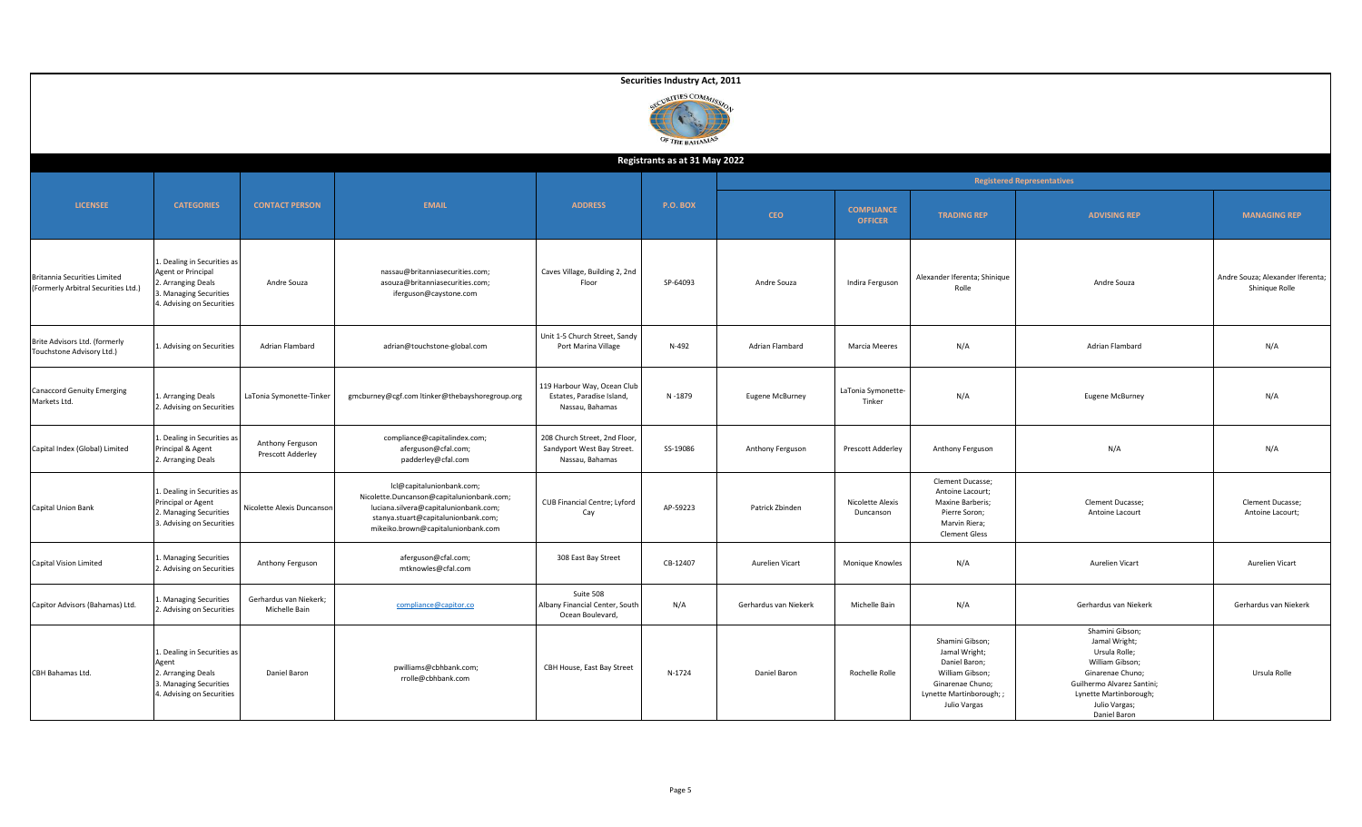# Securities Industry Act, 2011

## Registrants as at 31 May 2022

| LICENSEE | CATEGORIES | CONTACT PERSON | EMAIL | ADDRESS | P.O. BOX | Registered Representatives | | | | |
|---|---|---|---|---|---|---|---|---|---|---|
| | | | | | | CEO | COMPLIANCE OFFICER | TRADING REP | ADVISING REP | MANAGING REP |
| Britannia Securities Limited (Formerly Arbitral Securities Ltd.) | 1. Dealing in Securities as Agent or Principal 2. Arranging Deals 3. Managing Securities 4. Advising on Securities | Andre Souza | nassau@britanniasecurities.com; asouza@britanniasecurities.com; iferguson@caystone.com | Caves Village, Building 2, 2nd Floor | SP-64093 | Andre Souza | Indira Ferguson | Alexander Iferenta; Shinique Rolle | Andre Souza | Andre Souza; Alexander Iferenta; Shinique Rolle |
| Brite Advisors Ltd. (formerly Touchstone Advisory Ltd.) | 1. Advising on Securities | Adrian Flambard | adrian@touchstone-global.com | Unit 1-5 Church Street, Sandy Port Marina Village | N-492 | Adrian Flambard | Marcia Meeres | N/A | Adrian Flambard | N/A |
| Canaccord Genuity Emerging Markets Ltd. | 1. Arranging Deals 2. Advising on Securities | LaTonia Symonette-Tinker | gmcburney@cgf.com ltinker@thebayshoregroup.org | 119 Harbour Way, Ocean Club Estates, Paradise Island, Nassau, Bahamas | N -1879 | Eugene McBurney | LaTonia Symonette-Tinker | N/A | Eugene McBurney | N/A |
| Capital Index (Global) Limited | 1. Dealing in Securities as Principal & Agent 2. Arranging Deals | Anthony Ferguson Prescott Adderley | compliance@capitalindex.com; aferguson@cfal.com; padderley@cfal.com | 208 Church Street, 2nd Floor, Sandyport West Bay Street. Nassau, Bahamas | SS-19086 | Anthony Ferguson | Prescott Adderley | Anthony Ferguson | N/A | N/A |
| Capital Union Bank | 1. Dealing in Securities as Principal or Agent 2. Managing Securities 3. Advising on Securities | Nicolette Alexis Duncanson | lcl@capitalunionbank.com; Nicolette.Duncanson@capitalunionbank.com; luciana.silvera@capitalunionbank.com; stanya.stuart@capitalunionbank.com; mikeiko.brown@capitalunionbank.com | CUB Financial Centre; Lyford Cay | AP-59223 | Patrick Zbinden | Nicolette Alexis Duncanson | Clement Ducasse; Antoine Lacourt; Maxine Barberis; Pierre Soron; Marvin Riera; Clement Gless | Clement Ducasse; Antoine Lacourt | Clement Ducasse; Antoine Lacourt; |
| Capital Vision Limited | 1. Managing Securities 2. Advising on Securities | Anthony Ferguson | aferguson@cfal.com; mtknowles@cfal.com | 308 East Bay Street | CB-12407 | Aurelien Vicart | Monique Knowles | N/A | Aurelien Vicart | Aurelien Vicart |
| Capitor Advisors (Bahamas) Ltd. | 1. Managing Securities 2. Advising on Securities | Gerhardus van Niekerk; Michelle Bain | compliance@capitor.co | Suite 508 Albany Financial Center, South Ocean Boulevard, | N/A | Gerhardus van Niekerk | Michelle Bain | N/A | Gerhardus van Niekerk | Gerhardus van Niekerk |
| CBH Bahamas Ltd. | 1. Dealing in Securities as Agent 2. Arranging Deals 3. Managing Securities 4. Advising on Securities | Daniel Baron | pwilliams@cbhbank.com; rrolle@cbhbank.com | CBH House, East Bay Street | N-1724 | Daniel Baron | Rochelle Rolle | Shamini Gibson; Jamal Wright; Daniel Baron; William Gibson; Ginarenae Chuno; Lynette Martinborough; ; Julio Vargas | Shamini Gibson; Jamal Wright; Ursula Rolle; William Gibson; Ginarenae Chuno; Guilhermo Alvarez Santini; Lynette Martinborough; Julio Vargas; Daniel Baron | Ursula Rolle |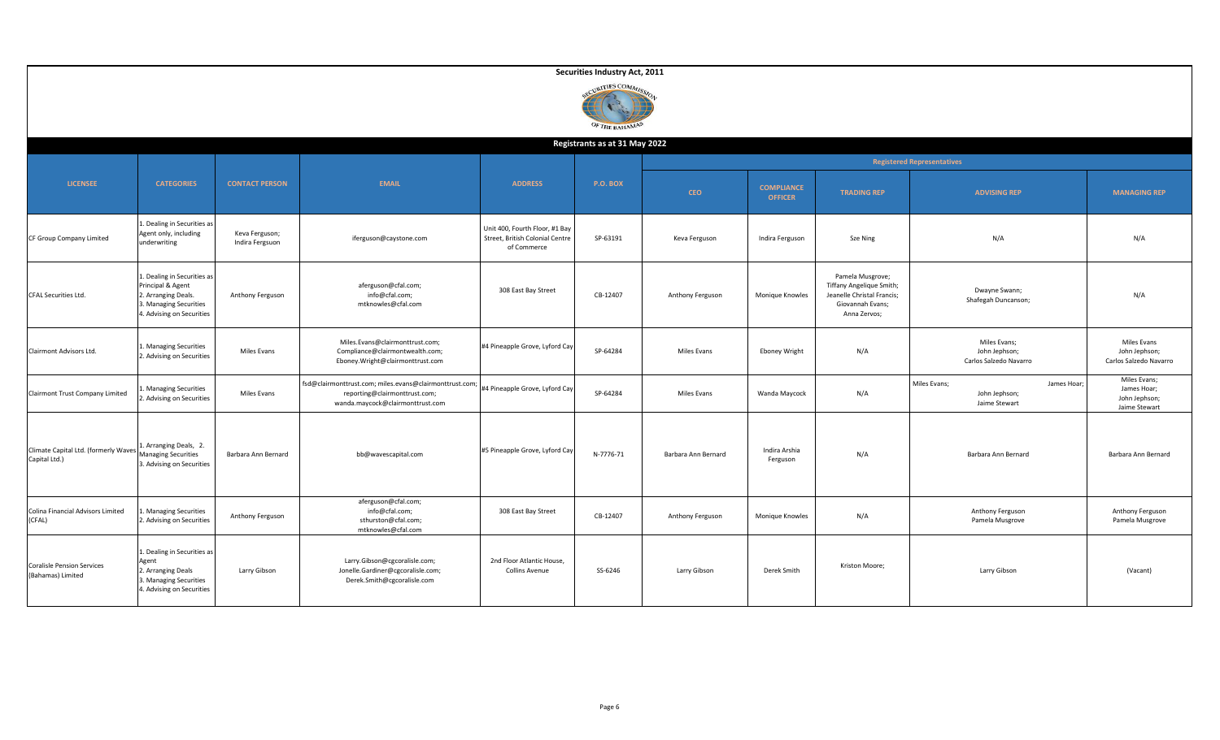**Securities Industry Act, 2011**

**Registrants as at 31 May 2022**

| LICENSEE | CATEGORIES | CONTACT PERSON | EMAIL | ADDRESS | P.O. BOX | Registered Representatives | | | | |
|---|---|---|---|---|---|---|---|---|---|---|
| | | | | | | CEO | COMPLIANCE OFFICER | TRADING REP | ADVISING REP | MANAGING REP |
| CF Group Company Limited | 1. Dealing in Securities as Agent only, including underwriting | Keva Ferguson; Indira Fergsuon | iferguson@caystone.com | Unit 400, Fourth Floor, #1 Bay Street, British Colonial Centre of Commerce | SP-63191 | Keva Ferguson | Indira Ferguson | Sze Ning | N/A | N/A |
| CFAL Securities Ltd. | 1. Dealing in Securities as Principal & Agent 2. Arranging Deals. 3. Managing Securities 4. Advising on Securities | Anthony Ferguson | aferguson@cfal.com; info@cfal.com; mtknowles@cfal.com | 308 East Bay Street | CB-12407 | Anthony Ferguson | Monique Knowles | Pamela Musgrove; Tiffany Angelique Smith; Jeanelle Christal Francis; Giovannah Evans; Anna Zervos; | Dwayne Swann; Shafegah Duncanson; | N/A |
| Clairmont Advisors Ltd. | 1. Managing Securities 2. Advising on Securities | Miles Evans | Miles.Evans@clairmonttrust.com; Compliance@clairmontwealth.com; Eboney.Wright@clairmonttrust.com | #4 Pineapple Grove, Lyford Cay | SP-64284 | Miles Evans | Eboney Wright | N/A | Miles Evans; John Jephson; Carlos Salzedo Navarro | Miles Evans John Jephson; Carlos Salzedo Navarro |
| Clairmont Trust Company Limited | 1. Managing Securities 2. Advising on Securities | Miles Evans | fsd@clairmonttrust.com; miles.evans@clairmonttrust.com; reporting@clairmonttrust.com; wanda.maycock@clairmonttrust.com | #4 Pineapple Grove, Lyford Cay | SP-64284 | Miles Evans | Wanda Maycock | N/A | Miles Evans; James Hoar; John Jephson; Jaime Stewart | Miles Evans; James Hoar; John Jephson; Jaime Stewart |
| Climate Capital Ltd. (formerly Waves Capital Ltd.) | 1. Arranging Deals, 2. Managing Securities 3. Advising on Securities | Barbara Ann Bernard | bb@wavescapital.com | #5 Pineapple Grove, Lyford Cay | N-7776-71 | Barbara Ann Bernard | Indira Arshia Ferguson | N/A | Barbara Ann Bernard | Barbara Ann Bernard |
| Colina Financial Advisors Limited (CFAL) | 1. Managing Securities 2. Advising on Securities | Anthony Ferguson | aferguson@cfal.com; info@cfal.com; sthurston@cfal.com; mtknowles@cfal.com | 308 East Bay Street | CB-12407 | Anthony Ferguson | Monique Knowles | N/A | Anthony Ferguson Pamela Musgrove | Anthony Ferguson Pamela Musgrove |
| Coralisle Pension Services (Bahamas) Limited | 1. Dealing in Securities as Agent 2. Arranging Deals 3. Managing Securities 4. Advising on Securities | Larry Gibson | Larry.Gibson@cgcoralisle.com; Jonelle.Gardiner@cgcoralisle.com; Derek.Smith@cgcoralisle.com | 2nd Floor Atlantic House, Collins Avenue | SS-6246 | Larry Gibson | Derek Smith | Kriston Moore; | Larry Gibson | (Vacant) |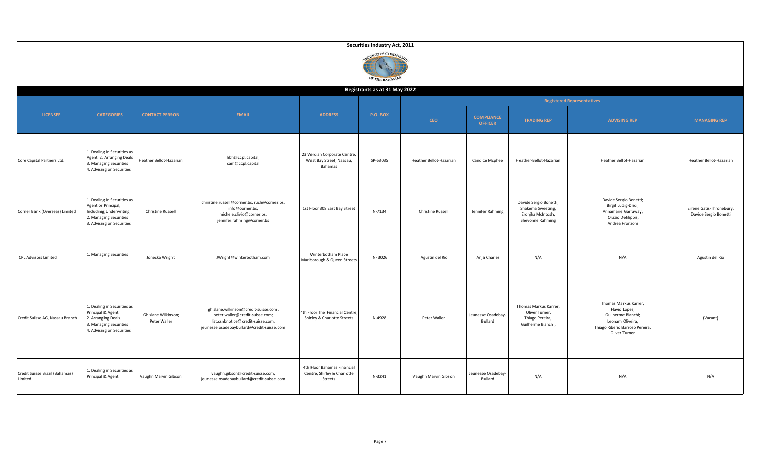**Securities Industry Act, 2011**

SECURITIES COMMISSION OF THE BAHAMAS

**Registrants as at 31 May 2022**

| LICENSEE | CATEGORIES | CONTACT PERSON | EMAIL | ADDRESS | P.O. BOX | Registered Representatives | | | | |
|---|---|---|---|---|---|---|---|---|---|---|
| | | | | | | CEO | COMPLIANCE OFFICER | TRADING REP | ADVISING REP | MANAGING REP |
| Core Capital Partners Ltd. | 1. Dealing in Securities as Agent 2. Arranging Deals 3. Managing Securities 4. Advising on Securities | Heather Bellot-Hazarian | hbh@ccpl.capital; cam@ccpl.capital | 23 Verdian Corporate Centre, West Bay Street, Nassau, Bahamas | SP-63035 | Heather Bellot-Hazarian | Candice Mcphee | Heather-Bellot-Hazarian | Heather Bellot-Hazarian | Heather Bellot-Hazarian |
| Corner Bank (Overseas) Limited | 1. Dealing in Securities as Agent or Principal, Includinig Underwriting 2. Managing Securities 3. Advising on Securities | Christine Russell | christine.russell@corner.bs; ruch@corner.bs; info@corner.bs; michele.clivio@corner.bs; jennifer.rahming@corner.bs | 1st Floor 308 East Bay Street | N-7134 | Christine Russell | Jennifer Rahming | Davide Sergio Bonetti; Shakema Sweeting; Eronjha McIntosh; Shevonne Rahming | Davide Sergio Bonetti; Birgit Ludig-Dridi; Annamarie Garraway; Orazio Defilippis; Andrea Fronzoni | Eirene Gatis-Thronebury; Davide Sergio Bonetti |
| CPL Advisors Limited | 1. Managing Securities | Jonecka Wright | JWright@winterbotham.com | Winterbotham Place Marlborough & Queen Streets | N- 3026 | Agustin del Rio | Anja Charles | N/A | N/A | Agustin del Rio |
| Credit Suisse AG, Nassau Branch | 1. Dealing in Securities as Principal & Agent 2. Arranging Deals. 3. Managing Securities 4. Advising on Securities | Ghislane Wilkinson; Peter Waller | ghislane.wilkinson@credit-suisse.com; peter.waller@credit-suisse.com; list.csnbnotice@credit-suisse.com; jeunesse.osadebaybullard@credit-suisse.com | 4th Floor The Financial Centre, Shirley & Charlotte Streets | N-4928 | Peter Waller | Jeunesse Osadebay-Bullard | Thomas Markus Karrer; Oliver Turner; Thiago Pereira; Guilherme Bianchi; | Thomas Markus Karrer; Flavio Lopes; Guilherme Bianchi; Leonam Oliveira; Thiago Riberio Barroso Pereira; Oliver Turner | (Vacant) |
| Credit Suisse Brazil (Bahamas) Limited | 1. Dealing in Securities as Principal & Agent | Vaughn Marvin Gibson | vaughn.gibson@credit-suisse.com; jeunesse.osadebaybullard@credit-suisse.com | 4th Floor Bahamas Financial Centre, Shirley & Charlotte Streets | N-3241 | Vaughn Marvin Gibson | Jeunesse Osadebay-Bullard | N/A | N/A | N/A |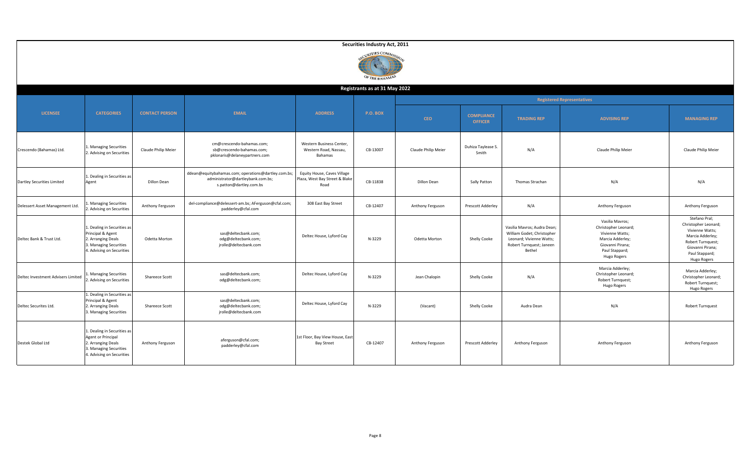**Securities Industry Act, 2011**

**Registrants as at 31 May 2022**

| LICENSEE | CATEGORIES | CONTACT PERSON | EMAIL | ADDRESS | P.O. BOX | Registered Representatives | | | | |
|---|---|---|---|---|---|---|---|---|---|---|
| | | | | | | CEO | COMPLIANCE OFFICER | TRADING REP | ADVISING REP | MANAGING REP |
| Crescendo (Bahamas) Ltd. | 1. Managing Securities<br>2. Advising on Securities | Claude Philip Meier | cm@crescendo-bahamas.com;<br>sb@crescendo-bahamas.com;<br>pklonaris@delaneypartners.com | Western Business Center, Western Road, Nassau, Bahamas | CB-13007 | Claude Philip Meier | Duhiza Taylease S. Smith | N/A | Claude Philip Meier | Claude Philip Meier |
| Dartley Securities Limited | 1. Dealing in Securities as Agent | Dillon Dean | ddean@equitybahamas.com; operations@dartley.com.bs;<br>administrator@dartleybank.com.bs;<br>s.patton@dartley.com.bs | Equity House, Caves Village Plaza, West Bay Street & Blake Road | CB-11838 | Dillon Dean | Sally Patton | Thomas Strachan | N/A | N/A |
| Delessert Asset Management Ltd. | 1. Managing Securities<br>2. Advising on Securities | Anthony Ferguson | del-compliance@delessert-am.bs; AFerguson@cfal.com;<br>padderley@cfal.com | 308 East Bay Street | CB-12407 | Anthony Ferguson | Prescott Adderley | N/A | Anthony Ferguson | Anthony Ferguson |
| Deltec Bank & Trust Ltd. | 1. Dealing in Securities as Principal & Agent<br>2. Arranging Deals<br>3. Managing Securities<br>4. Advising on Securities | Odetta Morton | sas@deltecbank.com;<br>odg@deltecbank.com;<br>jrolle@deltecbank.com | Deltec House, Lyford Cay | N-3229 | Odetta Morton | Shelly Cooke | Vasilia Mavros; Audra Dean; William Godet; Christopher Leonard; Vivienne Watts; Robert Turnquest; Janeen Bethel | Vasilia Mavros;<br>Christopher Leonard;<br>Vivienne Watts;<br>Marcia Adderley;<br>Giovanni Pirana;<br>Paul Stappard;<br>Hugo Rogers | Stefano Pral;<br>Christopher Leonard;<br>Vivienne Watts;<br>Marcia Adderley;<br>Robert Turnquest;<br>Giovanni Pirana;<br>Paul Stappard;<br>Hugo Rogers |
| Deltec Investment Advisers Limited | 1. Managing Securities<br>2. Advising on Securities | Shareece Scott | sas@deltecbank.com;<br>odg@deltecbank.com; | Deltec House, Lyford Cay | N-3229 | Jean Chalopin | Shelly Cooke | N/A | Marcia Adderley;<br>Christopher Leonard;<br>Robert Turnquest;<br>Hugo Rogers | Marcia Adderley;<br>Christopher Leonard;<br>Robert Turnquest;<br>Hugo Rogers |
| Deltec Securites Ltd. | 1. Dealing in Securities as Principal & Agent<br>2. Arranging Deals<br>3. Managing Securities | Shareece Scott | sas@deltecbank.com;<br>odg@deltecbank.com;<br>jrolle@deltecbank.com | Deltec House, Lyford Cay | N-3229 | (Vacant) | Shelly Cooke | Audra Dean | N/A | Robert Turnquest |
| Destek Global Ltd | 1. Dealing in Securities as Agent or Principal<br>2. Arranging Deals<br>3. Managing Securities<br>4. Advising on Securities | Anthony Ferguson | aferguson@cfal.com;<br>padderley@cfal.com | 1st Floor, Bay View House, East Bay Street | CB-12407 | Anthony Ferguson | Prescott Adderley | Anthony Ferguson | Anthony Ferguson | Anthony Ferguson |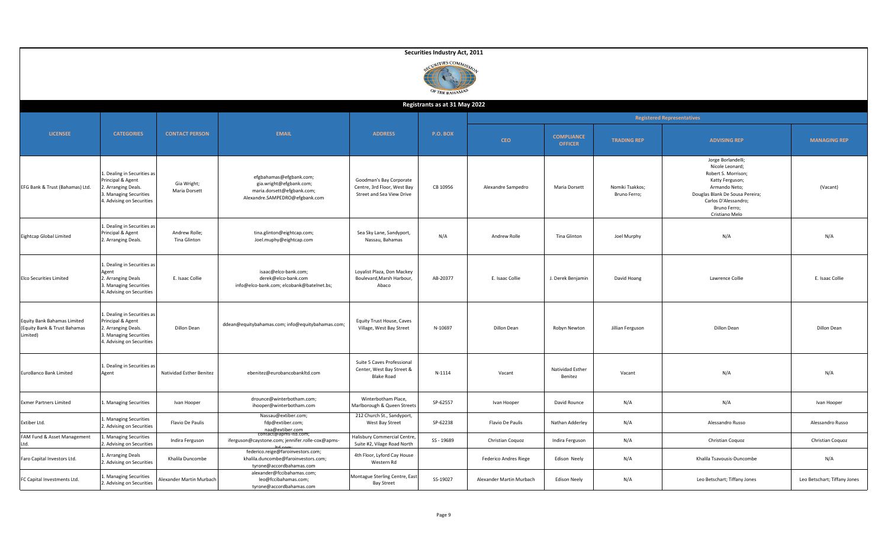# Securities Industry Act, 2011

## Registrants as at 31 May 2022

| LICENSEE | CATEGORIES | CONTACT PERSON | EMAIL | ADDRESS | P.O. BOX | Registered Representatives | | | | |
|---|---|---|---|---|---|---|---|---|---|---|
| | | | | | | CEO | COMPLIANCE OFFICER | TRADING REP | ADVISING REP | MANAGING REP |
| EFG Bank & Trust (Bahamas) Ltd. | 1. Dealing in Securities as Principal & Agent 2. Arranging Deals. 3. Managing Securities 4. Advising on Securities | Gia Wright; Maria Dorsett | efgbahamas@efgbank.com; gia.wright@efgbank.com; maria.dorsett@efgbank.com; Alexandre.SAMPEDRO@efgbank.com | Goodman's Bay Corporate Centre, 3rd Floor, West Bay Street and Sea View Drive | CB 10956 | Alexandre Sampedro | Maria Dorsett | Nomiki Tsakkos; Bruno Ferro; | Jorge Borlandelli; Nicole Leonard; Robert S. Morrison; Katty Ferguson; Armando Neto; Douglas Blank De Sousa Pereira; Carlos D'Alessandro; Bruno Ferro; Cristiano Melo | (Vacant) |
| Eightcap Global Limited | 1. Dealing in Securities as Principal & Agent 2. Arranging Deals. | Andrew Rolle; Tina Glinton | tina.glinton@eightcap.com; Joel.muphy@eightcap.com | Sea Sky Lane, Sandyport, Nassau, Bahamas | N/A | Andrew Rolle | Tina Glinton | Joel Murphy | N/A | N/A |
| Elco Securities Limited | 1. Dealing in Securities as Agent 2. Arranging Deals 3. Managing Securities 4. Advising on Securities | E. Isaac Collie | isaac@elco-bank.com; derek@elco-bank.com info@elco-bank.com; elcobank@batelnet.bs; | Loyalist Plaza, Don Mackey Boulevard,Marsh Harbour, Abaco | AB-20377 | E. Isaac Collie | J. Derek Benjamin | David Hoang | Lawrence Collie | E. Isaac Collie |
| Equity Bank Bahamas Limited (Equity Bank & Trust Bahamas Limited) | 1. Dealing in Securities as Principal & Agent 2. Arranging Deals. 3. Managing Securities 4. Advising on Securities | Dillon Dean | ddean@equitybahamas.com; info@equitybahamas.com; | Equity Trust House, Caves Village, West Bay Street | N-10697 | Dillon Dean | Robyn Newton | Jillian Ferguson | Dillon Dean | Dillon Dean |
| EuroBanco Bank Limited | 1. Dealing in Securities as Agent | Natividad Esther Benitez | ebenitez@eurobancobankltd.com | Suite 5 Caves Professional Center, West Bay Street & Blake Road | N-1114 | Vacant | Natividad Esther Benitez | Vacant | N/A | N/A |
| Exmer Partners Limited | 1. Managing Securities | Ivan Hooper | drounce@winterbotham.com; ihooper@winterbotham.com | Winterbotham Place, Marlborough & Queen Streets | SP-62557 | Ivan Hooper | David Rounce | N/A | N/A | Ivan Hooper |
| Extiber Ltd. | 1. Managing Securities 2. Advising on Securities | Flavio De Paulis | Nassau@extiber.com; fdp@extiber.com; naa@extiber.com | 212 Church St., Sandyport, West Bay Street | SP-62238 | Flavio De Paulis | Nathan Adderley | N/A | Alessandro Russo | Alessandro Russo |
| FAM Fund & Asset Management Ltd. | 1. Managing Securities 2. Advising on Securities | Indira Ferguson | contact@apms-ltd.com; iferguson@caystone.com; jennifer.rolle-cox@apms-ltd.com; | Halisbury Commercial Centre, Suite #2, Vilage Road North | SS - 19689 | Christian Coquoz | Indira Ferguson | N/A | Christian Coquoz | Christian Coquoz |
| Faro Capital Investors Ltd. | 1. Arranging Deals 2. Advising on Securities | Khalila Duncombe | federico.reige@faroinvestors.com; khalila.duncombe@faroinvestors.com; tyrone@accordbahamas.com | 4th Floor, Lyford Cay House Western Rd | | Federico Andres Riege | Edison Neely | N/A | Khalila Tsavousis-Duncombe | N/A |
| FC Capital Investments Ltd. | 1. Managing Securities 2. Advising on Securities | Alexander Martin Murbach | alexander@fccibahamas.com; leo@fccibahamas.com; tyrone@accordbahamas.com | Montague Sterling Centre, East Bay Street | SS-19027 | Alexander Martin Murbach | Edison Neely | N/A | Leo Betschart; Tiffany Jones | Leo Betschart; Tiffany Jones |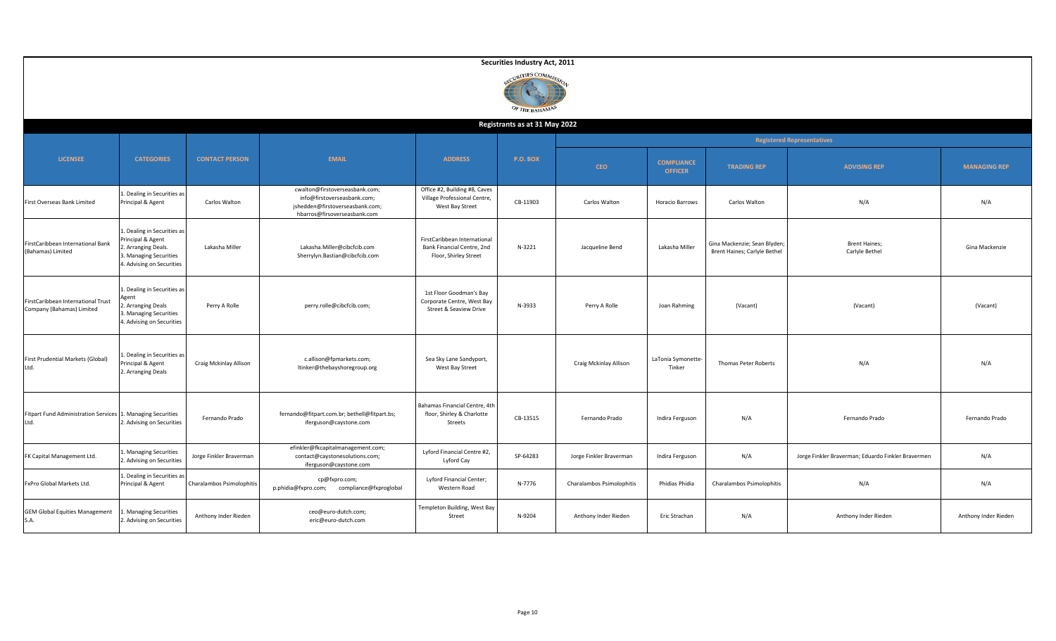**Securities Industry Act, 2011**

**Registrants as at 31 May 2022**

| LICENSEE | CATEGORIES | CONTACT PERSON | EMAIL | ADDRESS | P.O. BOX | Registered Representatives | | | | |
|---|---|---|---|---|---|---|---|---|---|---|
| | | | | | | CEO | COMPLIANCE OFFICER | TRADING REP | ADVISING REP | MANAGING REP |
| First Overseas Bank Limited | 1. Dealing in Securities as Principal & Agent | Carlos Walton | cwalton@firstoverseasbank.com; info@firstoverseasbank.com; jshedden@firstoverseasbank.com; hbarros@firsoverseasbank.com | Office #2, Building #8, Caves Village Professional Centre, West Bay Street | CB-11903 | Carlos Walton | Horacio Barrows | Carlos Walton | N/A | N/A |
| FirstCaribbean International Bank (Bahamas) Limited | 1. Dealing in Securities as Principal & Agent 2. Arranging Deals. 3. Managing Securities 4. Advising on Securities | Lakasha Miller | Lakasha.Miller@cibcfcib.com Sherrylyn.Bastian@cibcfcib.com | FirstCaribbean International Bank Financial Centre, 2nd Floor, Shirley Street | N-3221 | Jacqueline Bend | Lakasha Miller | Gina Mackenzie; Sean Blyden; Brent Haines; Carlyle Bethel | Brent Haines; Carlyle Bethel | Gina Mackenzie |
| FirstCaribbean International Trust Company (Bahamas) Limited | 1. Dealing in Securities as Agent 2. Arranging Deals 3. Managing Securities 4. Advising on Securities | Perry A Rolle | perry.rolle@cibcfcib.com; | 1st Floor Goodman's Bay Corporate Centre, West Bay Street & Seaview Drive | N-3933 | Perry A Rolle | Joan Rahming | (Vacant) | (Vacant) | (Vacant) |
| First Prudential Markets (Global) Ltd. | 1. Dealing in Securities as Principal & Agent 2. Arranging Deals | Craig Mckinlay Allison | c.allison@fpmarkets.com; ltinker@thebayshoregroup.org | Sea Sky Lane Sandyport, West Bay Street | | Craig Mckinlay Allison | LaTonia Symonette-Tinker | Thomas Peter Roberts | N/A | N/A |
| Fitpart Fund Administration Services Ltd. | 1. Managing Securities 2. Advising on Securities | Fernando Prado | fernando@fitpart.com.br; bethell@fitpart.bs; iferguson@caystone.com | Bahamas Financial Centre, 4th floor, Shirley & Charlotte Streets | CB-13515 | Fernando Prado | Indira Ferguson | N/A | Fernando Prado | Fernando Prado |
| FK Capital Management Ltd. | 1. Managing Securities 2. Advising on Securities | Jorge Finkler Braverman | efinkler@fkcapitalmanagement.com; contact@caystonesolutions.com; iferguson@caystone.com | Lyford Financial Centre #2, Lyford Cay | SP-64283 | Jorge Finkler Braverman | Indira Ferguson | N/A | Jorge Finkler Braverman; Eduardo Finkler Bravermen | N/A |
| FxPro Global Markets Ltd. | 1. Dealing in Securities as Principal & Agent | Charalambos Psimolophitis | cp@fxpro.com; p.phidia@fxpro.com; compliance@fxproglobal | Lyford Financial Center; Western Road | N-7776 | Charalambos Psimolophitis | Phidias Phidia | Charalambos Psimolophitis | N/A | N/A |
| GEM Global Equities Management S.A. | 1. Managing Securities 2. Advising on Securities | Anthony Inder Rieden | ceo@euro-dutch.com; eric@euro-dutch.com | Templeton Building, West Bay Street | N-9204 | Anthony Inder Rieden | Eric Strachan | N/A | Anthony Inder Rieden | Anthony Inder Rieden |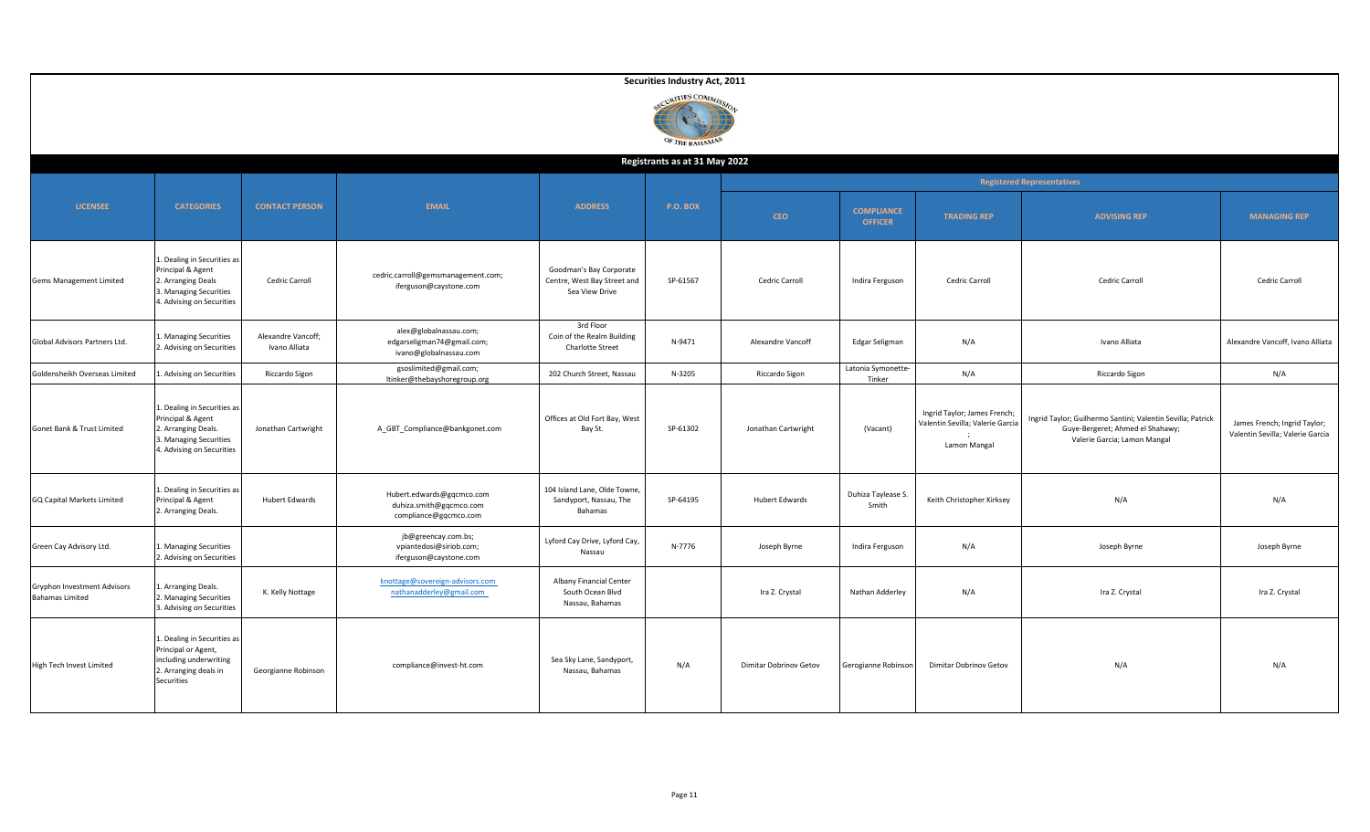**Securities Industry Act, 2011**

**Registrants as at 31 May 2022**

| LICENSEE | CATEGORIES | CONTACT PERSON | EMAIL | ADDRESS | P.O. BOX | Registered Representatives | | | | |
|---|---|---|---|---|---|---|---|---|---|---|
| | | | | | | CEO | COMPLIANCE OFFICER | TRADING REP | ADVISING REP | MANAGING REP |
| Gems Management Limited | 1. Dealing in Securities as Principal & Agent 2. Arranging Deals 3. Managing Securities 4. Advising on Securities | Cedric Carroll | cedric.carroll@gemsmanagement.com; iferguson@caystone.com | Goodman's Bay Corporate Centre, West Bay Street and Sea View Drive | SP-61567 | Cedric Carroll | Indira Ferguson | Cedric Carroll | Cedric Carroll | Cedric Carroll |
| Global Advisors Partners Ltd. | 1. Managing Securities 2. Advising on Securities | Alexandre Vancoff; Ivano Alliata | alex@globalnassau.com; edgarseligman74@gmail.com; ivano@globalnassau.com | 3rd Floor Coin of the Realm Building Charlotte Street | N-9471 | Alexandre Vancoff | Edgar Seligman | N/A | Ivano Alliata | Alexandre Vancoff, Ivano Alliata |
| Goldensheikh Overseas Limited | 1. Advising on Securities | Riccardo Sigon | gsoslimited@gmail.com; ltinker@thebayshoregroup.org | 202 Church Street, Nassau | N-3205 | Riccardo Sigon | Latonia Symonette-Tinker | N/A | Riccardo Sigon | N/A |
| Gonet Bank & Trust Limited | 1. Dealing in Securities as Principal & Agent 2. Arranging Deals. 3. Managing Securities 4. Advising on Securities | Jonathan Cartwright | A_GBT_Compliance@bankgonet.com | Offices at Old Fort Bay, West Bay St. | SP-61302 | Jonathan Cartwright | (Vacant) | Ingrid Taylor; James French; Valentin Sevilla; Valerie Garcia ; Lamon Mangal | Ingrid Taylor; Guilhermo Santini; Valentin Sevilla; Patrick Guye-Bergeret; Ahmed el Shahawy; Valerie Garcia; Lamon Mangal | James French; Ingrid Taylor; Valentin Sevilla; Valerie Garcia |
| GQ Capital Markets Limited | 1. Dealing in Securities as Principal & Agent 2. Arranging Deals. | Hubert Edwards | Hubert.edwards@gqcmco.com duhiza.smith@gqcmco.com compliance@gqcmco.com | 104 Island Lane, Olde Towne, Sandyport, Nassau, The Bahamas | SP-64195 | Hubert Edwards | Duhiza Taylease S. Smith | Keith Christopher Kirksey | N/A | N/A |
| Green Cay Advisory Ltd. | 1. Managing Securities 2. Advising on Securities | | jb@greencay.com.bs; vpiantedosi@siriob.com; iferguson@caystone.com | Lyford Cay Drive, Lyford Cay, Nassau | N-7776 | Joseph Byrne | Indira Ferguson | N/A | Joseph Byrne | Joseph Byrne |
| Gryphon Investment Advisors Bahamas Limited | 1. Arranging Deals. 2. Managing Securities 3. Advising on Securities | K. Kelly Nottage | knottage@sovereign-advisors.com nathanadderley@gmail.com | Albany Financial Center South Ocean Blvd Nassau, Bahamas | | Ira Z. Crystal | Nathan Adderley | N/A | Ira Z. Crystal | Ira Z. Crystal |
| High Tech Invest Limited | 1. Dealing in Securities as Principal or Agent, including underwriting 2. Arranging deals in Securities | Georgianne Robinson | compliance@invest-ht.com | Sea Sky Lane, Sandyport, Nassau, Bahamas | N/A | Dimitar Dobrinov Getov | Gerogianne Robinson | Dimitar Dobrinov Getov | N/A | N/A |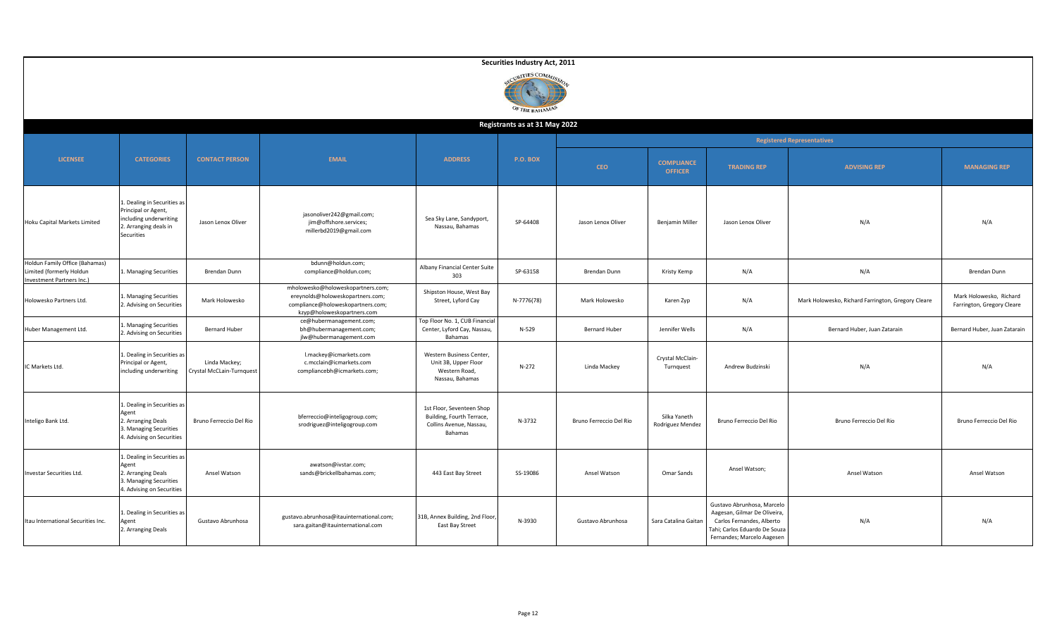# Securities Industry Act, 2011

## Registrants as at 31 May 2022

| LICENSEE | CATEGORIES | CONTACT PERSON | EMAIL | ADDRESS | P.O. BOX | Registered Representatives | | | | |
|---|---|---|---|---|---|---|---|---|---|---|
| | | | | | | CEO | COMPLIANCE OFFICER | TRADING REP | ADVISING REP | MANAGING REP |
| Hoku Capital Markets Limited | 1. Dealing in Securities as Principal or Agent, including underwriting 2. Arranging deals in Securities | Jason Lenox Oliver | jasonoliver242@gmail.com; jim@offshore.services; millerbd2019@gmail.com | Sea Sky Lane, Sandyport, Nassau, Bahamas | SP-64408 | Jason Lenox Oliver | Benjamin Miller | Jason Lenox Oliver | N/A | N/A |
| Holdun Family Office (Bahamas) Limited (formerly Holdun Investment Partners Inc.) | 1. Managing Securities | Brendan Dunn | bdunn@holdun.com; compliance@holdun.com; | Albany Financial Center Suite 303 | SP-63158 | Brendan Dunn | Kristy Kemp | N/A | N/A | Brendan Dunn |
| Holowesko Partners Ltd. | 1. Managing Securities 2. Advising on Securities | Mark Holowesko | mholowesko@holoweskopartners.com; ereynolds@holoweskopartners.com; compliance@holoweskopartners.com; kzyp@holoweskopartners.com | Shipston House, West Bay Street, Lyford Cay | N-7776(78) | Mark Holowesko | Karen Zyp | N/A | Mark Holowesko, Richard Farrington, Gregory Cleare | Mark Holowesko, Richard Farrington, Gregory Cleare |
| Huber Management Ltd. | 1. Managing Securities 2. Advising on Securities | Bernard Huber | ce@hubermanagement.com; bh@hubermanagement.com; jlw@hubermanagement.com | Top Floor No. 1, CUB Financial Center, Lyford Cay, Nassau, Bahamas | N-529 | Bernard Huber | Jennifer Wells | N/A | Bernard Huber, Juan Zatarain | Bernard Huber, Juan Zatarain |
| IC Markets Ltd. | 1. Dealing in Securities as Principal or Agent, including underwriting | Linda Mackey; Crystal McClain-Turnquest | l.mackey@icmarkets.com c.mcclain@icmarkets.com compliancebh@icmarkets.com; | Western Business Center, Unit 3B, Upper Floor Western Road, Nassau, Bahamas | N-272 | Linda Mackey | Crystal McClain-Turnquest | Andrew Budzinski | N/A | N/A |
| Inteligo Bank Ltd. | 1. Dealing in Securities as Agent 2. Arranging Deals 3. Managing Securities 4. Advising on Securities | Bruno Ferreccio Del Rio | bferreccio@inteligogroup.com; srodriguez@inteligogroup.com | 1st Floor, Seventeen Shop Building, Fourth Terrace, Collins Avenue, Nassau, Bahamas | N-3732 | Bruno Ferreccio Del Rio | Silka Yaneth Rodriguez Mendez | Bruno Ferreccio Del Rio | Bruno Ferreccio Del Rio | Bruno Ferreccio Del Rio |
| Investar Securities Ltd. | 1. Dealing in Securities as Agent 2. Arranging Deals 3. Managing Securities 4. Advising on Securities | Ansel Watson | awatson@ivstar.com; sands@brickellbahamas.com; | 443 East Bay Street | SS-19086 | Ansel Watson | Omar Sands | Ansel Watson; | Ansel Watson | Ansel Watson |
| Itau International Securities Inc. | 1. Dealing in Securities as Agent 2. Arranging Deals | Gustavo Abrunhosa | gustavo.abrunhosa@itauinternational.com; sara.gaitan@itauinternational.com | 31B, Annex Building, 2nd Floor, East Bay Street | N-3930 | Gustavo Abrunhosa | Sara Catalina Gaitan | Gustavo Abrunhosa, Marcelo Aagesan, Gilmar De Oliveira, Carlos Fernandes, Alberto Tahi; Carlos Eduardo De Souza Fernandes; Marcelo Aagesen | N/A | N/A |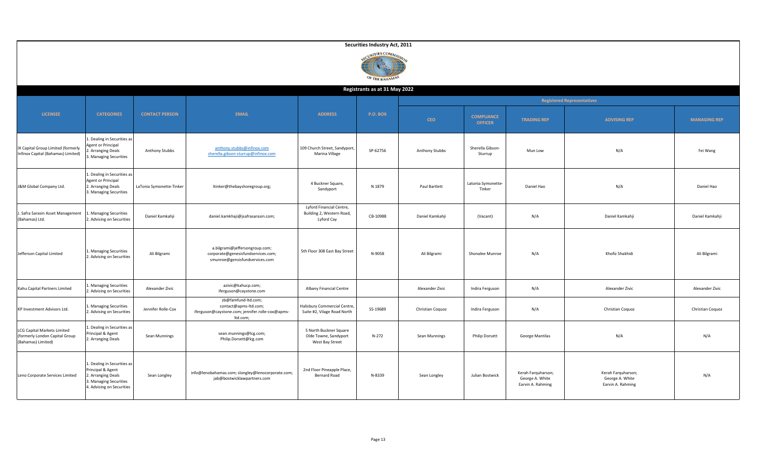# Securities Industry Act, 2011

## Registrants as at 31 May 2022

| LICENSEE | CATEGORIES | CONTACT PERSON | EMAIL | ADDRESS | P.O. BOX | Registered Representatives | | | | |
|---|---|---|---|---|---|---|---|---|---|---|
| | | | | | | CEO | COMPLIANCE OFFICER | TRADING REP | ADVISING REP | MANAGING REP |
| IX Capital Group Limited (formerly Infinox Capital (Bahamas) Limited) | 1. Dealing in Securities as Agent or Principal 2. Arranging Deals 3. Managing Securities | Anthony Stubbs | anthony.stubbs@infinox.com sherella.gibson-sturrup@infinox.com | 109 Church Street, Sandyport, Marina Village | SP-62756 | Anthony Stubbs | Sherella Gibson-Sturrup | Mun Low | N/A | Fei Wang |
| J&M Global Company Ltd. | 1. Dealing in Securities as Agent or Principal 2. Arranging Deals 3. Managing Securities | LaTonia Symonette-Tinker | ltinker@thebayshoregroup.org; | 4 Buckner Square, Sandyport | N 1879 | Paul Bartlett | Latonia Symonette-Tinker | Daniel Hao | N/A | Daniel Hao |
| J. Safra Sarasin Asset Management (Bahamas) Ltd. | 1. Managing Securities 2. Advising on Securities | Daniel Kamkahji | daniel.kamkhaji@jsafrasarasin.com; | Lyford Financial Centre, Building 2, Western Road, Lyford Cay | CB-10988 | Daniel Kamkahji | (Vacant) | N/A | Daniel Kamkahji | Daniel Kamkahji |
| Jefferson Capital Limited | 1. Managing Securities 2. Advising on Securities | Ali Bilgrami | a.bilgrami@jeffersongroup.com; corporate@genesisfundservices.com; smunroe@gensisfundservices.com | 5th Floor 308 East Bay Street | N-9058 | Ali Bilgrami | Shonalee Munroe | N/A | Khofiz Shakhidi | Ali Bilgrami |
| Kahu Capital Partners Limited | 1. Managing Securities 2. Advising on Securities | Alexander Zivic | azivic@kahucp.com; iferguson@caystone.com | Albany Financial Centre | | Alexander Zivic | Indira Ferguson | N/A | Alexander Zivic | Alexander Zivic |
| KP Investment Advisors Ltd. | 1. Managing Securities 2. Advising on Securities | Jennifer Rolle-Cox | zb@famfund-ltd.com; contact@apms-ltd.com; iferguson@caystone.com; jennifer.rolle-cox@apms-ltd.com; | Halisbury Commercial Centre, Suite #2, Vilage Road North | SS-19689 | Christian Coquoz | Indira Ferguson | N/A | Christian Coquoz | Christian Coquoz |
| LCG Capital Markets Limited (formerly London Capital Group (Bahamas) Limited) | 1. Dealing in Securities as Principal & Agent 2. Arranging Deals | Sean Munnings | sean.munnings@lcg.com; Philip.Dorsett@lcg.com | 5 North Buckner Square Olde Towne, Sandyport West Bay Street | N-272 | Sean Munnings | Philip Dorsett | George Mantilas | N/A | N/A |
| Leno Corporate Services Limited | 1. Dealing in Securities as Principal & Agent 2. Arranging Deals 3. Managing Securities 4. Advising on Securities | Sean Longley | info@lenobahamas.com; slongley@lenocorporate.com; jab@bostwicklawpartners.com | 2nd Floor Pineapple Place, Bernard Road | N-8339 | Sean Longley | Julian Bostwick | Kerah Farquharson; George A. White Earvin A. Rahming | Kerah Farquharson; George A. White Earvin A. Rahming | N/A |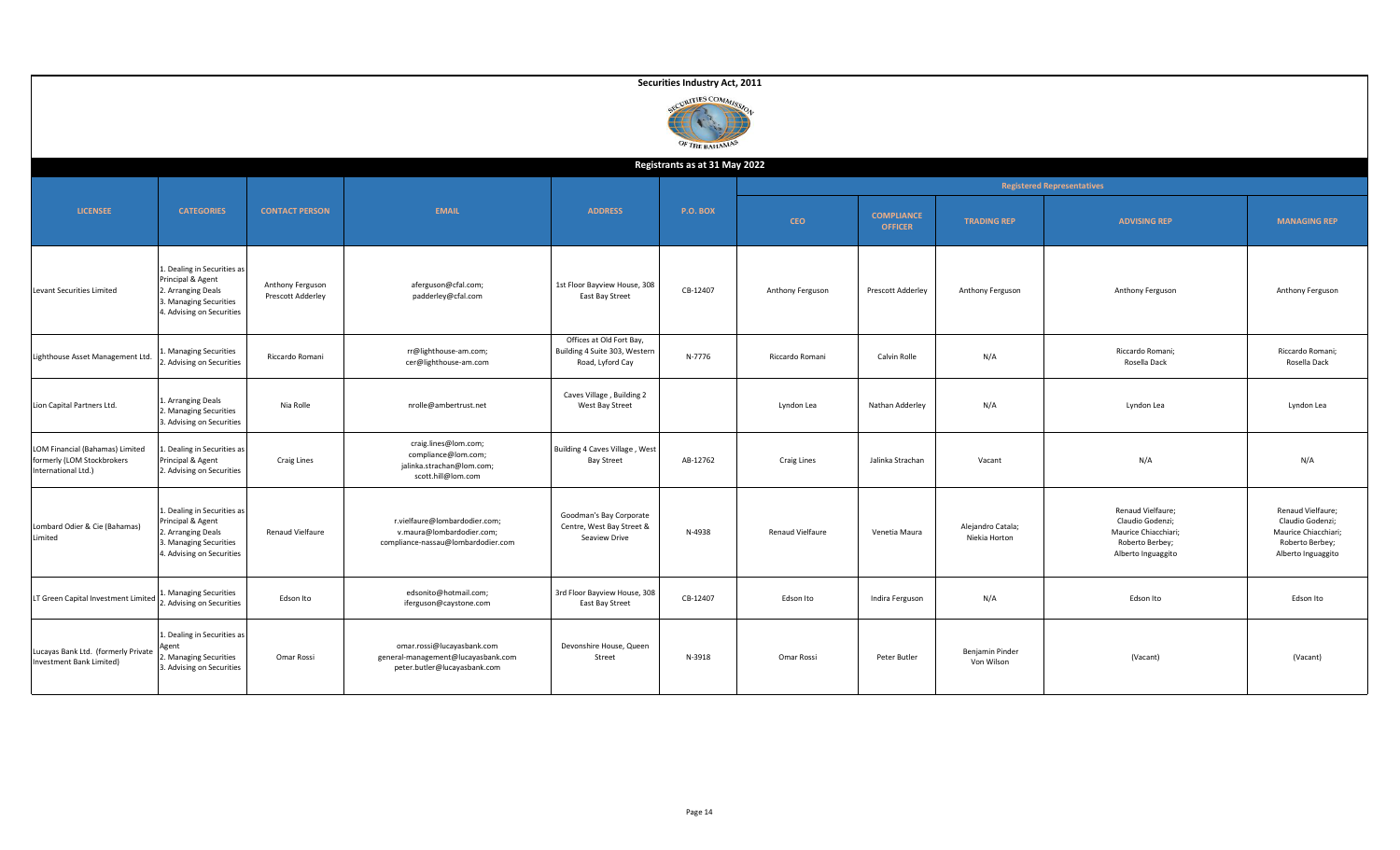**Securities Industry Act, 2011**

SECURITIES COMMISSION OF THE BAHAMAS

**Registrants as at 31 May 2022**

| LICENSEE | CATEGORIES | CONTACT PERSON | EMAIL | ADDRESS | P.O. BOX | Registered Representatives | | | | |
|---|---|---|---|---|---|---|---|---|---|---|
| | | | | | | CEO | COMPLIANCE OFFICER | TRADING REP | ADVISING REP | MANAGING REP |
| Levant Securities Limited | 1. Dealing in Securities as Principal & Agent<br>2. Arranging Deals<br>3. Managing Securities<br>4. Advising on Securities | Anthony Ferguson<br>Prescott Adderley | aferguson@cfal.com;<br>padderley@cfal.com | 1st Floor Bayview House, 308 East Bay Street | CB-12407 | Anthony Ferguson | Prescott Adderley | Anthony Ferguson | Anthony Ferguson | Anthony Ferguson |
| Lighthouse Asset Management Ltd. | 1. Managing Securities<br>2. Advising on Securities | Riccardo Romani | rr@lighthouse-am.com;<br>cer@lighthouse-am.com | Offices at Old Fort Bay, Building 4 Suite 303, Western Road, Lyford Cay | N-7776 | Riccardo Romani | Calvin Rolle | N/A | Riccardo Romani;<br>Rosella Dack | Riccardo Romani;<br>Rosella Dack |
| Lion Capital Partners Ltd. | 1. Arranging Deals<br>2. Managing Securities<br>3. Advising on Securities | Nia Rolle | nrolle@ambertrust.net | Caves Village , Building 2 West Bay Street | | Lyndon Lea | Nathan Adderley | N/A | Lyndon Lea | Lyndon Lea |
| LOM Financial (Bahamas) Limited formerly (LOM Stockbrokers International Ltd.) | 1. Dealing in Securities as Principal & Agent<br>2. Advising on Securities | Craig Lines | craig.lines@lom.com;<br>compliance@lom.com;<br>jalinka.strachan@lom.com;<br>scott.hill@lom.com | Building 4 Caves Village , West Bay Street | AB-12762 | Craig Lines | Jalinka Strachan | Vacant | N/A | N/A |
| Lombard Odier & Cie (Bahamas) Limited | 1. Dealing in Securities as Principal & Agent<br>2. Arranging Deals<br>3. Managing Securities<br>4. Advising on Securities | Renaud Vielfaure | r.vielfaure@lombardodier.com;<br>v.maura@lombardodier.com;<br>compliance-nassau@lombardodier.com | Goodman's Bay Corporate Centre, West Bay Street & Seaview Drive | N-4938 | Renaud Vielfaure | Venetia Maura | Alejandro Catala;<br>Niekia Horton | Renaud Vielfaure;<br>Claudio Godenzi;<br>Maurice Chiacchiari;<br>Roberto Berbey;<br>Alberto Inguaggito | Renaud Vielfaure;<br>Claudio Godenzi;<br>Maurice Chiacchiari;<br>Roberto Berbey;<br>Alberto Inguaggito |
| LT Green Capital Investment Limited | 1. Managing Securities<br>2. Advising on Securities | Edson Ito | edsonito@hotmail.com;<br>iferguson@caystone.com | 3rd Floor Bayview House, 308 East Bay Street | CB-12407 | Edson Ito | Indira Ferguson | N/A | Edson Ito | Edson Ito |
| Lucayas Bank Ltd. (formerly Private Investment Bank Limited) | 1. Dealing in Securities as Agent<br>2. Managing Securities<br>3. Advising on Securities | Omar Rossi | omar.rossi@lucayasbank.com<br>general-management@lucayasbank.com<br>peter.butler@lucayasbank.com | Devonshire House, Queen Street | N-3918 | Omar Rossi | Peter Butler | Benjamin Pinder<br>Von Wilson | (Vacant) | (Vacant) |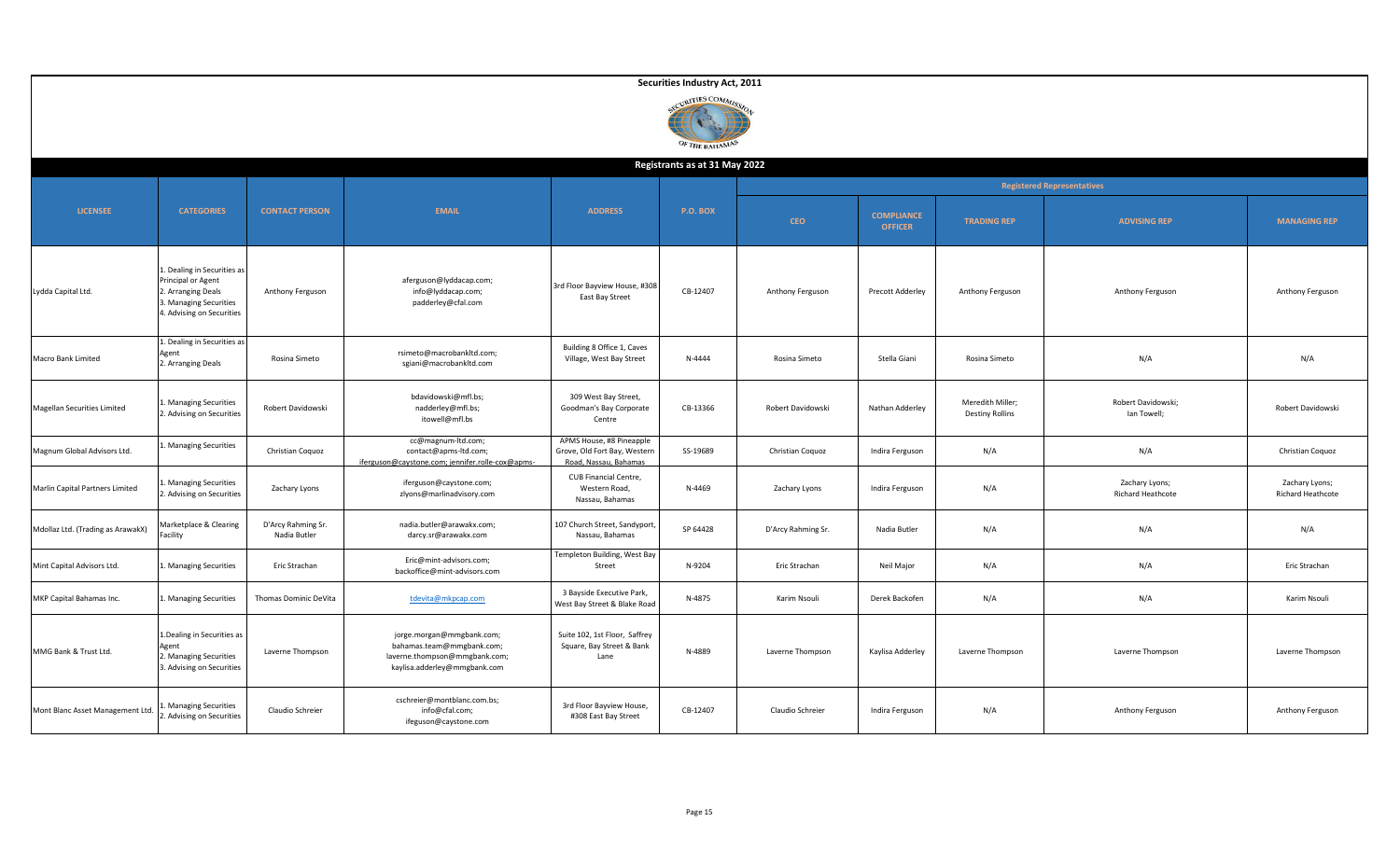# Securities Industry Act, 2011

## Registrants as at 31 May 2022

| LICENSEE | CATEGORIES | CONTACT PERSON | EMAIL | ADDRESS | P.O. BOX | Registered Representatives | | | | |
|---|---|---|---|---|---|---|---|---|---|---|
| | | | | | | CEO | COMPLIANCE OFFICER | TRADING REP | ADVISING REP | MANAGING REP |
| Lydda Capital Ltd. | 1. Dealing in Securities as Principal or Agent 2. Arranging Deals 3. Managing Securities 4. Advising on Securities | Anthony Ferguson | aferguson@lyddacap.com; info@lyddacap.com; padderley@cfal.com | 3rd Floor Bayview House, #308 East Bay Street | CB-12407 | Anthony Ferguson | Precott Adderley | Anthony Ferguson | Anthony Ferguson | Anthony Ferguson |
| Macro Bank Limited | 1. Dealing in Securities as Agent 2. Arranging Deals | Rosina Simeto | rsimeto@macrobankltd.com; sgiani@macrobankltd.com | Building 8 Office 1, Caves Village, West Bay Street | N-4444 | Rosina Simeto | Stella Giani | Rosina Simeto | N/A | N/A |
| Magellan Securities Limited | 1. Managing Securities 2. Advising on Securities | Robert Davidowski | bdavidowski@mfl.bs; nadderley@mfl.bs; itowell@mfl.bs | 309 West Bay Street, Goodman's Bay Corporate Centre | CB-13366 | Robert Davidowski | Nathan Adderley | Meredith Miller; Destiny Rollins | Robert Davidowski; Ian Towell; | Robert Davidowski |
| Magnum Global Advisors Ltd. | 1. Managing Securities | Christian Coquoz | cc@magnum-ltd.com; contact@apms-ltd.com; iferguson@caystone.com; jennifer.rolle-cox@apms- | APMS House, #8 Pineapple Grove, Old Fort Bay, Western Road, Nassau, Bahamas | SS-19689 | Christian Coquoz | Indira Ferguson | N/A | N/A | Christian Coquoz |
| Marlin Capital Partners Limited | 1. Managing Securities 2. Advising on Securities | Zachary Lyons | iferguson@caystone.com; zlyons@marlinadvisory.com | CUB Financial Centre, Western Road, Nassau, Bahamas | N-4469 | Zachary Lyons | Indira Ferguson | N/A | Zachary Lyons; Richard Heathcote | Zachary Lyons; Richard Heathcote |
| Mdollaz Ltd. (Trading as ArawakX) | Marketplace & Clearing Facility | D'Arcy Rahming Sr. Nadia Butler | nadia.butler@arawakx.com; darcy.sr@arawakx.com | 107 Church Street, Sandyport, Nassau, Bahamas | SP 64428 | D'Arcy Rahming Sr. | Nadia Butler | N/A | N/A | N/A |
| Mint Capital Advisors Ltd. | 1. Managing Securities | Eric Strachan | Eric@mint-advisors.com; backoffice@mint-advisors.com | Templeton Building, West Bay Street | N-9204 | Eric Strachan | Neil Major | N/A | N/A | Eric Strachan |
| MKP Capital Bahamas Inc. | 1. Managing Securities | Thomas Dominic DeVita | tdevita@mkpcap.com | 3 Bayside Executive Park, West Bay Street & Blake Road | N-4875 | Karim Nsouli | Derek Backofen | N/A | N/A | Karim Nsouli |
| MMG Bank & Trust Ltd. | 1.Dealing in Securities as Agent 2. Managing Securities 3. Advising on Securities | Laverne Thompson | jorge.morgan@mmgbank.com; bahamas.team@mmgbank.com; laverne.thompson@mmgbank.com; kaylisa.adderley@mmgbank.com | Suite 102, 1st Floor, Saffrey Square, Bay Street & Bank Lane | N-4889 | Laverne Thompson | Kaylisa Adderley | Laverne Thompson | Laverne Thompson | Laverne Thompson |
| Mont Blanc Asset Management Ltd. | 1. Managing Securities 2. Advising on Securities | Claudio Schreier | cschreier@montblanc.com.bs; info@cfal.com; ifeguson@caystone.com | 3rd Floor Bayview House, #308 East Bay Street | CB-12407 | Claudio Schreier | Indira Ferguson | N/A | Anthony Ferguson | Anthony Ferguson |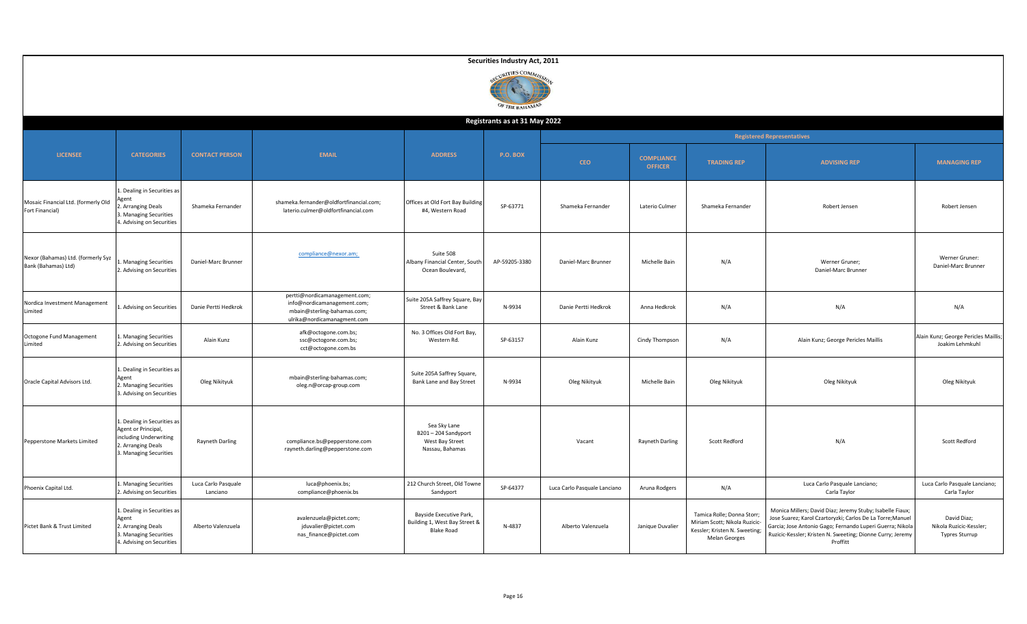**Securities Industry Act, 2011**

SECURITIES COMMISSION OF THE BAHAMAS

**Registrants as at 31 May 2022**

| LICENSEE | CATEGORIES | CONTACT PERSON | EMAIL | ADDRESS | P.O. BOX | Registered Representatives | | | | |
|---|---|---|---|---|---|---|---|---|---|---|
| | | | | | | CEO | COMPLIANCE OFFICER | TRADING REP | ADVISING REP | MANAGING REP |
| Mosaic Financial Ltd. (formerly Old Fort Financial) | 1. Dealing in Securities as Agent 2. Arranging Deals 3. Managing Securities 4. Advising on Securities | Shameka Fernander | shameka.fernander@oldfortfinancial.com; laterio.culmer@oldfortfinancial.com | Offices at Old Fort Bay Building #4, Western Road | SP-63771 | Shameka Fernander | Laterio Culmer | Shameka Fernander | Robert Jensen | Robert Jensen |
| Nexor (Bahamas) Ltd. (formerly Syz Bank (Bahamas) Ltd) | 1. Managing Securities 2. Advising on Securities | Daniel-Marc Brunner | compliance@nexor.am; | Suite 508 Albany Financial Center, South Ocean Boulevard, | AP-59205-3380 | Daniel-Marc Brunner | Michelle Bain | N/A | Werner Gruner; Daniel-Marc Brunner | Werner Gruner: Daniel-Marc Brunner |
| Nordica Investment Management Limited | 1. Advising on Securities | Danie Pertti Hedkrok | pertti@nordicamanagement.com; info@nordicamanagement.com; mbain@sterling-bahamas.com; ulrika@nordicamanagment.com | Suite 205A Saffrey Square, Bay Street & Bank Lane | N-9934 | Danie Pertti Hedkrok | Anna Hedkrok | N/A | N/A | N/A |
| Octogone Fund Management Limited | 1. Managing Securities 2. Advising on Securities | Alain Kunz | afk@octogone.com.bs; ssc@octogone.com.bs; cct@octogone.com.bs | No. 3 Offices Old Fort Bay, Western Rd. | SP-63157 | Alain Kunz | Cindy Thompson | N/A | Alain Kunz; George Pericles Maillis | Alain Kunz; George Pericles Maillis; Joakim Lehmkuhl |
| Oracle Capital Advisors Ltd. | 1. Dealing in Securities as Agent 2. Managing Securities 3. Advising on Securities | Oleg Nikityuk | mbain@sterling-bahamas.com; oleg.n@orcap-group.com | Suite 205A Saffrey Square, Bank Lane and Bay Street | N-9934 | Oleg Nikityuk | Michelle Bain | Oleg Nikityuk | Oleg Nikityuk | Oleg Nikityuk |
| Pepperstone Markets Limited | 1. Dealing in Securities as Agent or Principal, including Underwriting 2. Arranging Deals 3. Managing Securities | Rayneth Darling | compliance.bs@pepperstone.com rayneth.darling@pepperstone.com | Sea Sky Lane B201 – 204 Sandyport West Bay Street Nassau, Bahamas | | Vacant | Rayneth Darling | Scott Redford | N/A | Scott Redford |
| Phoenix Capital Ltd. | 1. Managing Securities 2. Advising on Securities | Luca Carlo Pasquale Lanciano | luca@phoenix.bs; compliance@phoenix.bs | 212 Church Street, Old Towne Sandyport | SP-64377 | Luca Carlo Pasquale Lanciano | Aruna Rodgers | N/A | Luca Carlo Pasquale Lanciano; Carla Taylor | Luca Carlo Pasquale Lanciano; Carla Taylor |
| Pictet Bank & Trust Limited | 1. Dealing in Securities as Agent 2. Arranging Deals 3. Managing Securities 4. Advising on Securities | Alberto Valenzuela | avalenzuela@pictet.com; jduvalier@pictet.com nas_finance@pictet.com | Bayside Executive Park, Building 1, West Bay Street & Blake Road | N-4837 | Alberto Valenzuela | Janique Duvalier | Tamica Rolle; Donna Storr; Miriam Scott; Nikola Ruzicic-Kessler; Kristen N. Sweeting; Melan Georges | Monica Millers; David Diaz; Jeremy Stuby; Isabelle Fiaux; Jose Suarez; Karol Czartoryzki; Carlos De La Torre;Manuel Garcia; Jose Antonio Gago; Fernando Luperi Guerra; Nikola Ruzicic-Kessler; Kristen N. Sweeting; Dionne Curry; Jeremy Proffitt | David Diaz; Nikola Ruzicic-Kessler; Typres Sturrup |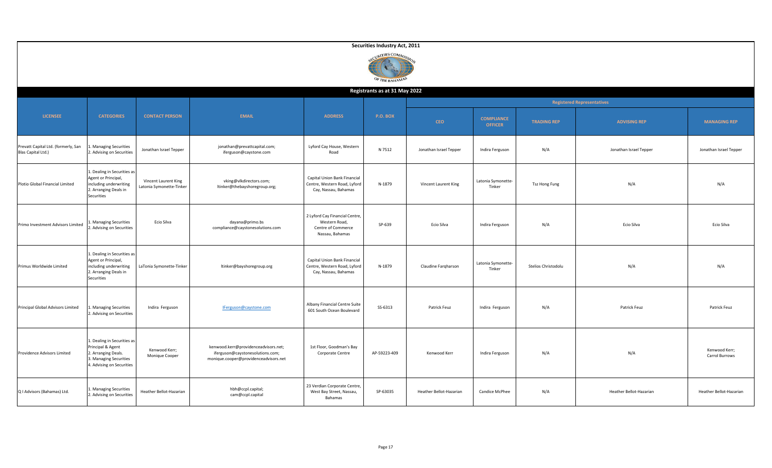**Securities Industry Act, 2011**

**Registrants as at 31 May 2022**

| LICENSEE | CATEGORIES | CONTACT PERSON | EMAIL | ADDRESS | P.O. BOX | Registered Representatives | | | | |
|---|---|---|---|---|---|---|---|---|---|---|
| | | | | | | CEO | COMPLIANCE OFFICER | TRADING REP | ADVISING REP | MANAGING REP |
| Prevatt Capital Ltd. (formerly, San Blas Capital Ltd.) | 1. Managing Securities 2. Advising on Securities | Jonathan Israel Tepper | jonathan@prevattcapital.com; iferguson@caystone.com | Lyford Cay House, Western Road | N 7512 | Jonathan Israel Tepper | Indira Ferguson | N/A | Jonathan Israel Tepper | Jonathan Israel Tepper |
| Plotio Global Financial Limited | 1. Dealing in Securities as Agent or Principal, including underwriting 2. Arranging Deals in Securities | Vincent Laurent King Latonia Symonette-Tinker | vking@vlkdirectors.com; ltinker@thebayshoregroup.org; | Capital Union Bank Financial Centre, Western Road, Lyford Cay, Nassau, Bahamas | N-1879 | Vincent Laurent King | Latonia Symonette-Tinker | Tsz Hong Fung | N/A | N/A |
| Primo Investment Advisors Limited | 1. Managing Securities 2. Advising on Securities | Ecio Silva | dayana@primo.bs compliance@caystonesolutions.com | 2 Lyford Cay Financial Centre, Western Road, Centre of Commerce Nassau, Bahamas | SP-639 | Ecio Silva | Indira Ferguson | N/A | Ecio Silva | Ecio Silva |
| Primus Worldwide Limited | 1. Dealing in Securities as Agent or Principal, including underwriting 2. Arranging Deals in Securities | LaTonia Symonette-Tinker | ltinker@bayshoregroup.org | Capital Union Bank Financial Centre, Western Road, Lyford Cay, Nassau, Bahamas | N-1879 | Claudine Farqharson | Latonia Symonette-Tinker | Stelios Christodolu | N/A | N/A |
| Principal Global Advisors Limited | 1. Managing Securities 2. Advising on Securities | Indira Ferguson | IFerguson@caystone.com | Albany Financial Centre Suite 601 South Ocean Boulevard | SS-6313 | Patrick Feuz | Indira Ferguson | N/A | Patrick Feuz | Patrick Feuz |
| Providence Advisors Limited | 1. Dealing in Securities as Principal & Agent 2. Arranging Deals. 3. Managing Securities 4. Advising on Securities | Kenwood Kerr; Monique Cooper | kenwood.kerr@providenceadvisors.net; iferguson@caystonesolutions.com; monique.cooper@providenceadvisors.net | 1st Floor, Goodman's Bay Corporate Centre | AP-59223-409 | Kenwood Kerr | Indira Ferguson | N/A | N/A | Kenwood Kerr; Carrol Burrows |
| Q I Advisors (Bahamas) Ltd. | 1. Managing Securities 2. Advising on Securities | Heather Bellot-Hazarian | hbh@ccpl.capital; cam@ccpl.capital | 23 Verdian Corporate Centre, West Bay Street, Nassau, Bahamas | SP-63035 | Heather Bellot-Hazarian | Candice McPhee | N/A | Heather Bellot-Hazarian | Heather Bellot-Hazarian |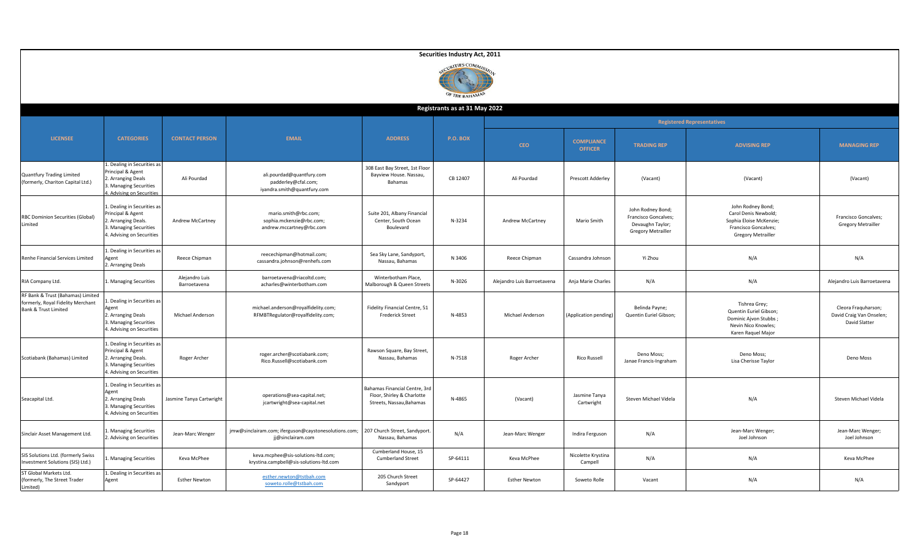# Securities Industry Act, 2011

## Registrants as at 31 May 2022

| LICENSEE | CATEGORIES | CONTACT PERSON | EMAIL | ADDRESS | P.O. BOX | Registered Representatives | | | | |
|---|---|---|---|---|---|---|---|---|---|---|
| | | | | | | CEO | COMPLIANCE OFFICER | TRADING REP | ADVISING REP | MANAGING REP |
| Quantfury Trading Limited (formerly, Chariton Capital Ltd.) | 1. Dealing in Securities as Principal & Agent 2. Arranging Deals 3. Managing Securities 4. Advising on Securities | Ali Pourdad | ali.pourdad@quantfury.com padderley@cfal.com; iyandra.smith@quantfury.com | 308 East Bay Street, 1st Floor Bayview House. Nassau, Bahamas | CB 12407 | Ali Pourdad | Prescott Adderley | (Vacant) | (Vacant) | (Vacant) |
| RBC Dominion Securities (Global) Limited | 1. Dealing in Securities as Principal & Agent 2. Arranging Deals. 3. Managing Securities 4. Advising on Securities | Andrew McCartney | mario.smith@rbc.com; sophia.mckenzie@rbc.com; andrew.mccartney@rbc.com | Suite 201, Albany Financial Center, South Ocean Boulevard | N-3234 | Andrew McCartney | Mario Smith | John Rodney Bond; Francisco Goncalves; Devaughn Taylor; Gregory Metrailler | John Rodney Bond; Carol Denis Newbold; Sophia Eloise McKenzie; Francisco Goncalves; Gregory Metrailler | Francisco Goncalves; Gregory Metrailler |
| Renhe Financial Services Limited | 1. Dealing in Securities as Agent 2. Arranging Deals | Reece Chipman | reecechipman@hotmail.com; cassandra.johnson@renhefs.com | Sea Sky Lane, Sandyport, Nassau, Bahamas | N 3406 | Reece Chipman | Cassandra Johnson | Yi Zhou | N/A | N/A |
| RIA Company Ltd. | 1. Managing Securities | Alejandro Luis Barroetavena | barroetavena@riacoltd.com; acharles@winterbotham.com | Winterbotham Place, Malborough & Queen Streets | N-3026 | Alejandro Luis Barroetavena | Anja Marie Charles | N/A | N/A | Alejandro Luis Barroetavena |
| RF Bank & Trust (Bahamas) Limited formerly, Royal Fidelity Merchant Bank & Trust Limited | 1. Dealing in Securities as Agent 2. Arranging Deals 3. Managing Securities 4. Advising on Securities | Michael Anderson | michael.anderson@royalfidelity.com; RFMBTRegulator@royalfidelity.com; | Fidelity Financial Centre, 51 Frederick Street | N-4853 | Michael Anderson | (Application pending) | Belinda Payne; Quentin Euriel Gibson; | Tishrea Grey; Quentin Euriel Gibson; Dominic Ajvon Stubbs ; Nevin Nico Knowles; Karen Raquel Major | Cleora Fraquharson; David Craig Van Onselen; David Slatter |
| Scotiabank (Bahamas) Limited | 1. Dealing in Securities as Principal & Agent 2. Arranging Deals. 3. Managing Securities 4. Advising on Securities | Roger Archer | roger.archer@scotiabank.com; Rico.Russell@scotiabank.com | Rawson Square, Bay Street, Nassau, Bahamas | N-7518 | Roger Archer | Rico Russell | Deno Moss; Janae Francis-Ingraham | Deno Moss; Lisa Cherisse Taylor | Deno Moss |
| Seacapital Ltd. | 1. Dealing in Securities as Agent 2. Arranging Deals 3. Managing Securities 4. Advising on Securities | Jasmine Tanya Cartwright | operations@sea-capital.net; jcartwright@sea-capital.net | Bahamas Financial Centre, 3rd Floor, Shirley & Charlotte Streets, Nassau,Bahamas | N-4865 | (Vacant) | Jasmine Tanya Cartwright | Steven Michael Videla | N/A | Steven Michael Videla |
| Sinclair Asset Management Ltd. | 1. Managing Securities 2. Advising on Securities | Jean-Marc Wenger | jmw@sinclairam.com; iferguson@caystonesolutions.com; jj@sinclairam.com | 207 Church Street, Sandyport. Nassau, Bahamas | N/A | Jean-Marc Wenger | Indira Ferguson | N/A | Jean-Marc Wenger; Joel Johnson | Jean-Marc Wenger; Joel Johnson |
| SIS Solutions Ltd. (formerly Swiss Investment Solutions (SIS) Ltd.) | 1. Managing Securities | Keva McPhee | keva.mcphee@sis-solutions-ltd.com; krystina.campbell@sis-solutions-ltd.com | Cumberland House, 15 Cumberland Street | SP-64111 | Keva McPhee | Nicolette Krystina Campell | N/A | N/A | Keva McPhee |
| ST Global Markets Ltd. (formerly, The Street Trader Limited) | 1. Dealing in Securities as Agent | Esther Newton | esther.newton@tstbah.com soweto.rolle@tstbah.com | 205 Church Street Sandyport | SP-64427 | Esther Newton | Soweto Rolle | Vacant | N/A | N/A |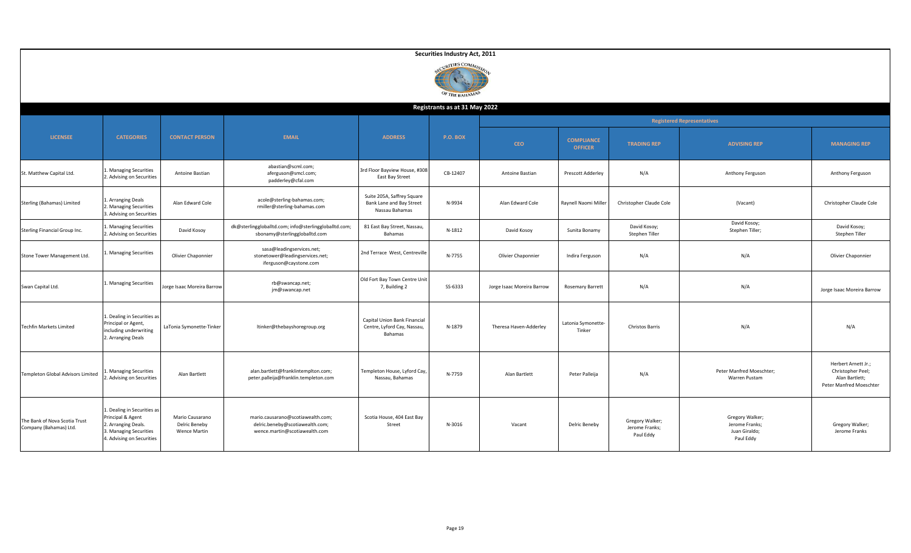**Securities Industry Act, 2011**

**Registrants as at 31 May 2022**

| LICENSEE | CATEGORIES | CONTACT PERSON | EMAIL | ADDRESS | P.O. BOX | Registered Representatives | | | | |
|---|---|---|---|---|---|---|---|---|---|---|
| | | | | | | CEO | COMPLIANCE OFFICER | TRADING REP | ADVISING REP | MANAGING REP |
| St. Matthew Capital Ltd. | 1. Managing Securities<br>2. Advising on Securities | Antoine Bastian | abastian@scml.com;<br>aferguson@smcl.com;<br>padderley@cfal.com | 3rd Floor Bayview House, #308 East Bay Street | CB-12407 | Antoine Bastian | Prescott Adderley | N/A | Anthony Ferguson | Anthony Ferguson |
| Sterling (Bahamas) Limited | 1. Arranging Deals<br>2. Managing Securities<br>3. Advising on Securities | Alan Edward Cole | acole@sterling-bahamas.com;<br>rmiller@sterling-bahamas.com | Suite 205A, Saffrey Square Bank Lane and Bay Street Nassau Bahamas | N-9934 | Alan Edward Cole | Raynell Naomi Miller | Christopher Claude Cole | (Vacant) | Christopher Claude Cole |
| Sterling Financial Group Inc. | 1. Managing Securities<br>2. Advising on Securities | David Kosoy | dk@sterlinggloballtd.com; info@sterlinggloballtd.com;<br>sbonamy@sterlinggloballtd.com | 81 East Bay Street, Nassau, Bahamas | N-1812 | David Kosoy | Sunita Bonamy | David Kosoy;<br>Stephen Tiller | David Kosoy;<br>Stephen Tiller; | David Kosoy;<br>Stephen Tiller |
| Stone Tower Management Ltd. | 1. Managing Securities | Olivier Chaponnier | sasa@leadingservices.net;<br>stonetower@leadingservices.net;<br>iferguson@caystone.com | 2nd Terrace West, Centreville | N-7755 | Olivier Chaponnier | Indira Ferguson | N/A | N/A | Olivier Chaponnier |
| Swan Capital Ltd. | 1. Managing Securities | Jorge Isaac Moreira Barrow | rb@swancap.net;<br>jm@swancap.net | Old Fort Bay Town Centre Unit 7, Building 2 | SS-6333 | Jorge Isaac Moreira Barrow | Rosemary Barrett | N/A | N/A | Jorge Isaac Moreira Barrow |
| Techfin Markets Limited | 1. Dealing in Securities as Principal or Agent, including underwriting<br>2. Arranging Deals | LaTonia Symonette-Tinker | ltinker@thebayshoregroup.org | Capital Union Bank Financial Centre, Lyford Cay, Nassau, Bahamas | N-1879 | Theresa Haven-Adderley | Latonia Symonette-Tinker | Christos Barris | N/A | N/A |
| Templeton Global Advisors Limited | 1. Managing Securities<br>2. Advising on Securities | Alan Bartlett | alan.bartlett@franklintempIton.com;<br>peter.palleija@franklin.templeton.com | Templeton House, Lyford Cay, Nassau, Bahamas | N-7759 | Alan Bartlett | Peter Palleija | N/A | Peter Manfred Moeschter;<br>Warren Pustam | Herbert Arnett Jr.;<br>Christopher Peel;<br>Alan Bartlett;<br>Peter Manfred Moeschter |
| The Bank of Nova Scotia Trust Company (Bahamas) Ltd. | 1. Dealing in Securities as Principal & Agent<br>2. Arranging Deals.<br>3. Managing Securities<br>4. Advising on Securities | Mario Causarano<br>Delric Beneby<br>Wence Martin | mario.causarano@scotiawealth.com;<br>delric.beneby@scotiawealth.com;<br>wence.martin@scotiawealth.com | Scotia House, 404 East Bay Street | N-3016 | Vacant | Delric Beneby | Gregory Walker;<br>Jerome Franks;<br>Paul Eddy | Gregory Walker;<br>Jerome Franks;<br>Juan Giraldo;<br>Paul Eddy | Gregory Walker;<br>Jerome Franks |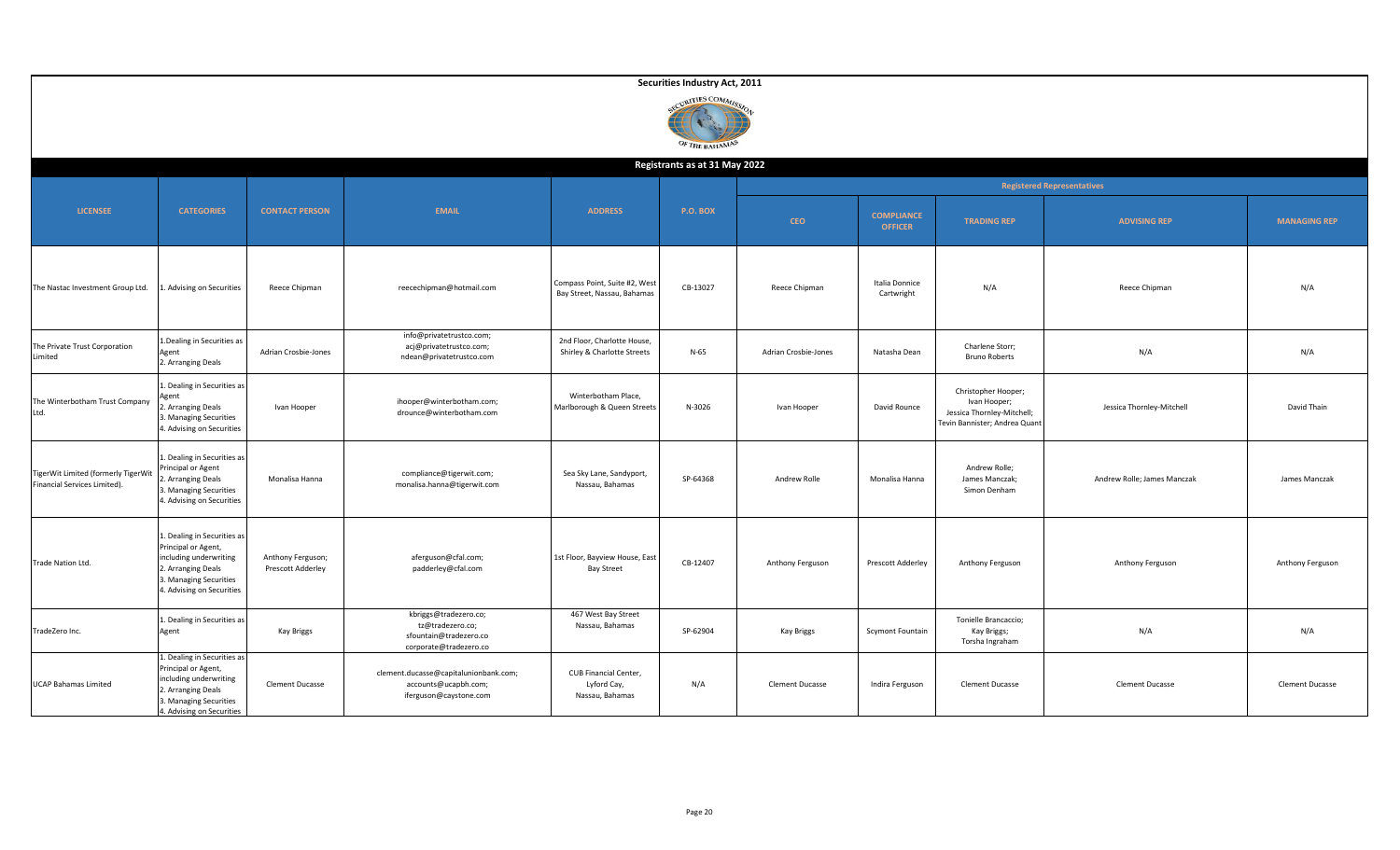**Securities Industry Act, 2011**

**Registrants as at 31 May 2022**

| LICENSEE | CATEGORIES | CONTACT PERSON | EMAIL | ADDRESS | P.O. BOX | Registered Representatives | | | | |
|---|---|---|---|---|---|---|---|---|---|---|
| | | | | | | CEO | COMPLIANCE OFFICER | TRADING REP | ADVISING REP | MANAGING REP |
| The Nastac Investment Group Ltd. | 1. Advising on Securities | Reece Chipman | reecechipman@hotmail.com | Compass Point, Suite #2, West Bay Street, Nassau, Bahamas | CB-13027 | Reece Chipman | Italia Donnice Cartwright | N/A | Reece Chipman | N/A |
| The Private Trust Corporation Limited | 1.Dealing in Securities as Agent 2. Arranging Deals | Adrian Crosbie-Jones | info@privatetrustco.com; acj@privatetrustco.com; ndean@privatetrustco.com | 2nd Floor, Charlotte House, Shirley & Charlotte Streets | N-65 | Adrian Crosbie-Jones | Natasha Dean | Charlene Storr; Bruno Roberts | N/A | N/A |
| The Winterbotham Trust Company Ltd. | 1. Dealing in Securities as Agent 2. Arranging Deals 3. Managing Securities 4. Advising on Securities | Ivan Hooper | ihooper@winterbotham.com; drounce@winterbotham.com | Winterbotham Place, Marlborough & Queen Streets | N-3026 | Ivan Hooper | David Rounce | Christopher Hooper; Ivan Hooper; Jessica Thornley-Mitchell; Tevin Bannister; Andrea Quant | Jessica Thornley-Mitchell | David Thain |
| TigerWit Limited (formerly TigerWit Financial Services Limited). | 1. Dealing in Securities as Principal or Agent 2. Arranging Deals 3. Managing Securities 4. Advising on Securities | Monalisa Hanna | compliance@tigerwit.com; monalisa.hanna@tigerwit.com | Sea Sky Lane, Sandyport, Nassau, Bahamas | SP-64368 | Andrew Rolle | Monalisa Hanna | Andrew Rolle; James Manczak; Simon Denham | Andrew Rolle; James Manczak | James Manczak |
| Trade Nation Ltd. | 1. Dealing in Securities as Principal or Agent, including underwriting 2. Arranging Deals 3. Managing Securities 4. Advising on Securities | Anthony Ferguson; Prescott Adderley | aferguson@cfal.com; padderley@cfal.com | 1st Floor, Bayview House, East Bay Street | CB-12407 | Anthony Ferguson | Prescott Adderley | Anthony Ferguson | Anthony Ferguson | Anthony Ferguson |
| TradeZero Inc. | 1. Dealing in Securities as Agent | Kay Briggs | kbriggs@tradezero.co; tz@tradezero.co; sfountain@tradezero.co corporate@tradezero.co | 467 West Bay Street Nassau, Bahamas | SP-62904 | Kay Briggs | Scymont Fountain | Tonielle Brancaccio; Kay Briggs; Torsha Ingraham | N/A | N/A |
| UCAP Bahamas Limited | 1. Dealing in Securities as Principal or Agent, including underwriting 2. Arranging Deals 3. Managing Securities 4. Advising on Securities | Clement Ducasse | clement.ducasse@capitalunionbank.com; accounts@ucapbh.com; iferguson@caystone.com | CUB Financial Center, Lyford Cay, Nassau, Bahamas | N/A | Clement Ducasse | Indira Ferguson | Clement Ducasse | Clement Ducasse | Clement Ducasse |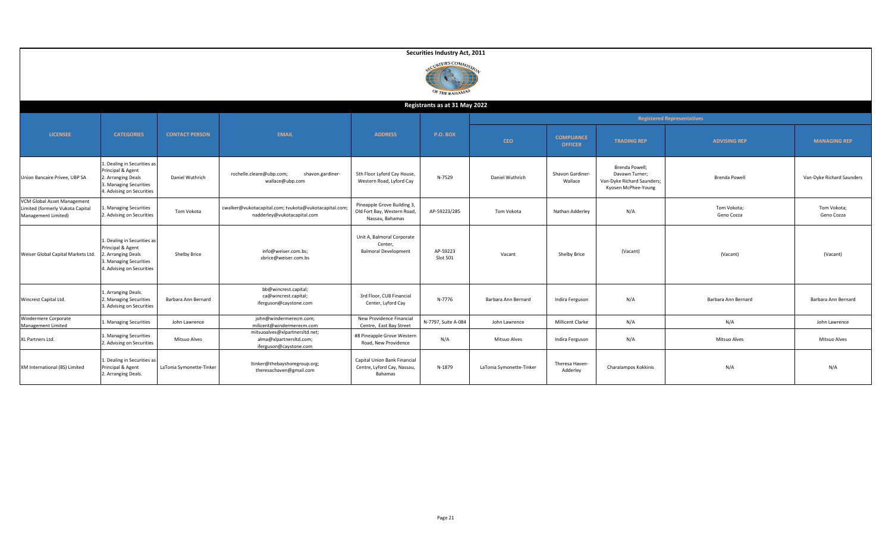# Securities Industry Act, 2011

## Registrants as at 31 May 2022

| LICENSEE | CATEGORIES | CONTACT PERSON | EMAIL | ADDRESS | P.O. BOX | Registered Representatives | | | | |
|---|---|---|---|---|---|---|---|---|---|---|
| | | | | | | CEO | COMPLIANCE OFFICER | TRADING REP | ADVISING REP | MANAGING REP |
| Union Bancaire Privee, UBP SA | 1. Dealing in Securities as Principal & Agent 2. Arranging Deals 3. Managing Securities 4. Advising on Securities | Daniel Wuthrich | rochelle.cleare@ubp.com; shavon.gardiner-wallace@ubp.com | 5th Floor Lyford Cay House, Western Road, Lyford Cay | N-7529 | Daniel Wuthrich | Shavon Gardiner-Wallace | Brenda Powell; Davawn Turner; Van-Dyke Richard Saunders; Kyosen McPhee-Young | Brenda Powell | Van-Dyke Richard Saunders |
| VCM Global Asset Management Limited (formerly Vukota Capital Management Limited) | 1. Managing Securities 2. Advising on Securities | Tom Vokota | cwalker@vukotacapital.com; tvukota@vukotacapital.com; nadderley@vukotacapital.com | Pineapple Grove Building 3, Old Fort Bay, Western Road, Nassau, Bahamas | AP-59223/285 | Tom Vokota | Nathan Adderley | N/A | Tom Vokota; Geno Cozza | Tom Vokota; Geno Cozza |
| Weiser Global Capital Markets Ltd. | 1. Dealing in Securities as Principal & Agent 2. Arranging Deals 3. Managing Securities 4. Advising on Securities | Shelby Brice | info@weiser.com.bs; sbrice@weiser.com.bs | Unit A, Balmoral Corporate Center, Balmoral Development | AP-59223 Slot 501 | Vacant | Shelby Brice | (Vacant) | (Vacant) | (Vacant) |
| Wincrest Capital Ltd. | 1. Arranging Deals. 2. Managing Securities 3. Advising on Securities | Barbara Ann Bernard | bb@wincrest.capital; ca@wincrest.capital; iferguson@caystone.com | 3rd Floor, CUB Financial Center, Lyford Cay | N-7776 | Barbara Ann Bernard | Indira Ferguson | N/A | Barbara Ann Bernard | Barbara Ann Bernard |
| Windermere Corporate Management Limited | 1. Managing Securities | John Lawrence | john@windermerecm.com; milicent@windermerecm.com | New Providence Financial Centre, East Bay Street | N-7797, Suite A-084 | John Lawrence | Millicent Clarke | N/A | N/A | John Lawrence |
| XL Partners Ltd. | 1. Managing Securities 2. Advising on Securities | Mitsuo Alves | mitsuoalves@xlpartnersltd.net; alma@xlpartnersltd.com; iferguson@caystone.com | #8 Pineapple Grove Western Road, New Providence | N/A | Mitsuo Alves | Indira Ferguson | N/A | Mitsuo Alves | Mitsuo Alves |
| XM International (BS) Limited | 1. Dealing in Securities as Principal & Agent 2. Arranging Deals. | LaTonia Symonette-Tinker | ltinker@thebayshoregroup.org; theresachaven@gmail.com | Capital Union Bank Financial Centre, Lyford Cay, Nassau, Bahamas | N-1879 | LaTonia Symonette-Tinker | Theresa Haven-Adderley | Charalampos Kokkinis | N/A | N/A |